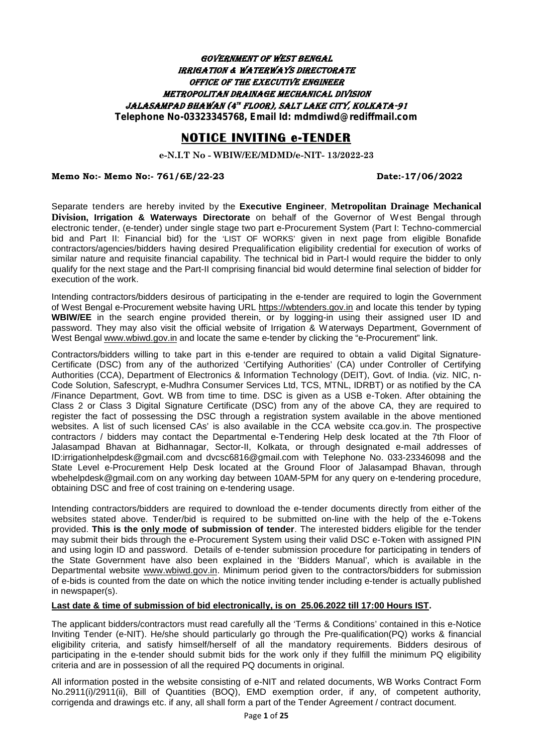**GOVERNMENT OF WEST BENGAL**
**IRRIGATION & WATERWAYS DIRECTORATE**
**OFFICE OF THE EXECUTIVE ENGINEER**
**METROPOLITAN DRAINAGE MECHANICAL DIVISION**
**JALASAMPAD BHAWAN (4th FLOOR), SALT LAKE CITY, KOLKATA-91**
**Telephone No-03323345768, Email Id: mdmdiwd@rediffmail.com**

# NOTICE INVITING e-TENDER

**e-N.I.T No - WBIW/EE/MDMD/e-NIT- 13/2022-23**

**Memo No:- Memo No:- 761/6E/22-23** **Date:-17/06/2022**

Separate tenders are hereby invited by the **Executive Engineer**, **Metropolitan Drainage Mechanical Division, Irrigation & Waterways Directorate** on behalf of the Governor of West Bengal through electronic tender, (e-tender) under single stage two part e-Procurement System (Part I: Techno-commercial bid and Part II: Financial bid) for the 'LIST OF WORKS' given in next page from eligible Bonafide contractors/agencies/bidders having desired Prequalification eligibility credential for execution of works of similar nature and requisite financial capability. The technical bid in Part-I would require the bidder to only qualify for the next stage and the Part-II comprising financial bid would determine final selection of bidder for execution of the work.

Intending contractors/bidders desirous of participating in the e-tender are required to login the Government of West Bengal e-Procurement website having URL https://wbtenders.gov.in and locate this tender by typing **WBIW/EE** in the search engine provided therein, or by logging-in using their assigned user ID and password. They may also visit the official website of Irrigation & Waterways Department, Government of West Bengal www.wbiwd.gov.in and locate the same e-tender by clicking the "e-Procurement" link.

Contractors/bidders willing to take part in this e-tender are required to obtain a valid Digital Signature-Certificate (DSC) from any of the authorized 'Certifying Authorities' (CA) under Controller of Certifying Authorities (CCA), Department of Electronics & Information Technology (DEIT), Govt. of India. (viz. NIC, n-Code Solution, Safescrypt, e-Mudhra Consumer Services Ltd, TCS, MTNL, IDRBT) or as notified by the CA /Finance Department, Govt. WB from time to time. DSC is given as a USB e-Token. After obtaining the Class 2 or Class 3 Digital Signature Certificate (DSC) from any of the above CA, they are required to register the fact of possessing the DSC through a registration system available in the above mentioned websites. A list of such licensed CAs' is also available in the CCA website cca.gov.in. The prospective contractors / bidders may contact the Departmental e-Tendering Help desk located at the 7th Floor of Jalasampad Bhavan at Bidhannagar, Sector-II, Kolkata, or through designated e-mail addresses of ID:irrigationhelpdesk@gmail.com and dvcsc6816@gmail.com with Telephone No. 033-23346098 and the State Level e-Procurement Help Desk located at the Ground Floor of Jalasampad Bhavan, through wbehelpdesk@gmail.com on any working day between 10AM-5PM for any query on e-tendering procedure, obtaining DSC and free of cost training on e-tendering usage.

Intending contractors/bidders are required to download the e-tender documents directly from either of the websites stated above. Tender/bid is required to be submitted on-line with the help of the e-Tokens provided. **This is the only mode of submission of tender**. The interested bidders eligible for the tender may submit their bids through the e-Procurement System using their valid DSC e-Token with assigned PIN and using login ID and password. Details of e-tender submission procedure for participating in tenders of the State Government have also been explained in the 'Bidders Manual', which is available in the Departmental website www.wbiwd.gov.in. Minimum period given to the contractors/bidders for submission of e-bids is counted from the date on which the notice inviting tender including e-tender is actually published in newspaper(s).

**Last date & time of submission of bid electronically, is on 25.06.2022 till 17:00 Hours IST.**

The applicant bidders/contractors must read carefully all the 'Terms & Conditions' contained in this e-Notice Inviting Tender (e-NIT). He/she should particularly go through the Pre-qualification(PQ) works & financial eligibility criteria, and satisfy himself/herself of all the mandatory requirements. Bidders desirous of participating in the e-tender should submit bids for the work only if they fulfill the minimum PQ eligibility criteria and are in possession of all the required PQ documents in original.

All information posted in the website consisting of e-NIT and related documents, WB Works Contract Form No.2911(i)/2911(ii), Bill of Quantities (BOQ), EMD exemption order, if any, of competent authority, corrigenda and drawings etc. if any, all shall form a part of the Tender Agreement / contract document.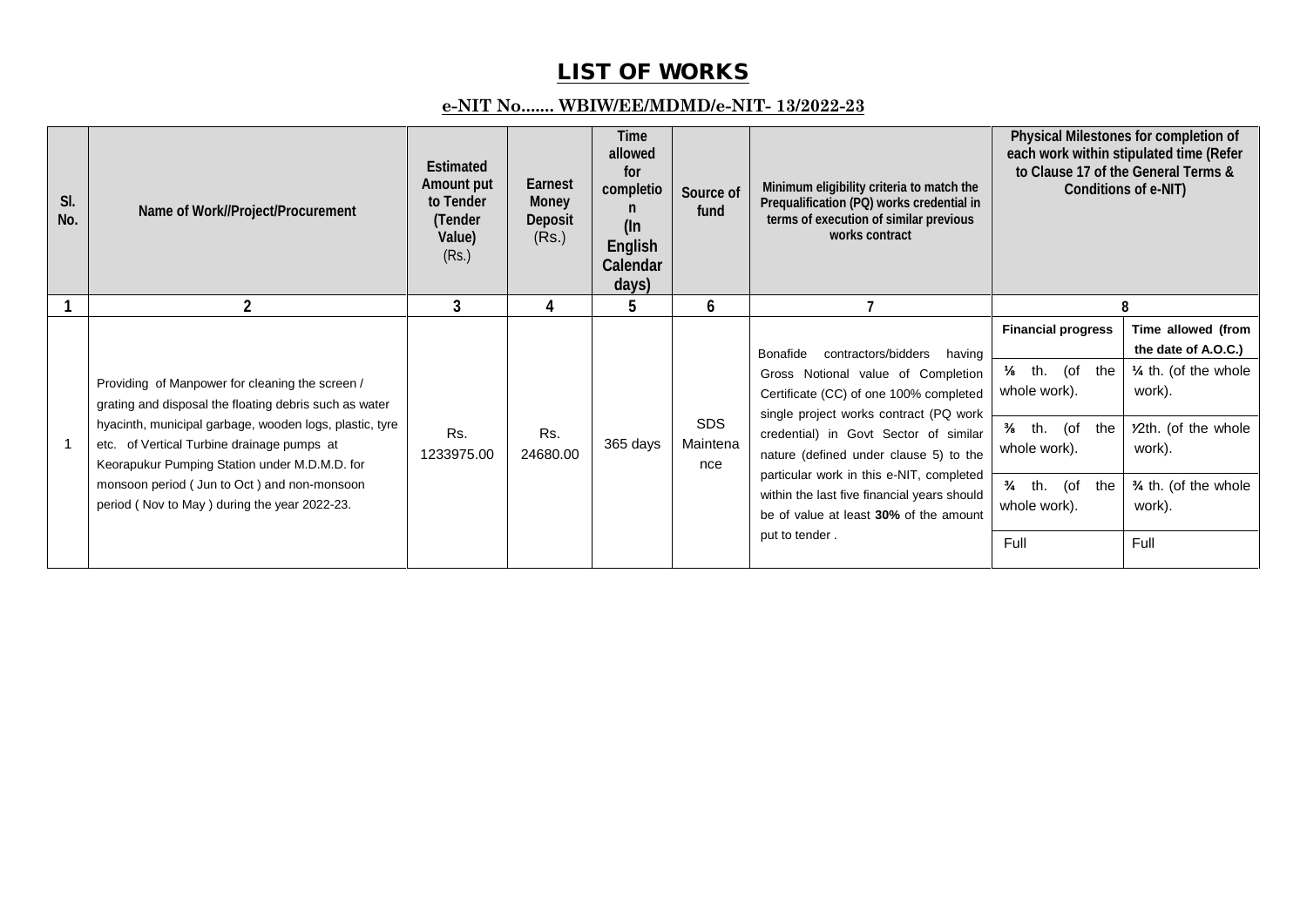# LIST OF WORKS

**e-NIT No....... WBIW/EE/MDMD/e-NIT- 13/2022-23**

| Sl. No. | Name of Work//Project/Procurement | Estimated Amount put to Tender (Tender Value) (Rs.) | Earnest Money Deposit (Rs.) | Time allowed for completion (In English Calendar days) | Source of fund | Minimum eligibility criteria to match the Prequalification (PQ) works credential in terms of execution of similar previous works contract | Physical Milestones for completion of each work within stipulated time (Refer to Clause 17 of the General Terms & Conditions of e-NIT) | |
|---|---|---|---|---|---|---|---|---|
| 1 | 2 | 3 | 4 | 5 | 6 | 7 | 8 | |
| | | | | | | | **Financial progress** | **Time allowed (from the date of A.O.C.)** |
| 1 | Providing of Manpower for cleaning the screen / grating and disposal the floating debris such as water hyacinth, municipal garbage, wooden logs, plastic, tyre etc. of Vertical Turbine drainage pumps at Keorapukur Pumping Station under M.D.M.D. for monsoon period ( Jun to Oct ) and non-monsoon period ( Nov to May ) during the year 2022-23. | Rs. 1233975.00 | Rs. 24680.00 | 365 days | SDS Maintenance | Bonafide contractors/bidders having Gross Notional value of Completion Certificate (CC) of one 100% completed single project works contract (PQ work credential) in Govt Sector of similar nature (defined under clause 5) to the particular work in this e-NIT, completed within the last five financial years should be of value at least **30%** of the amount put to tender . | ⅛ th. (of the whole work). | ¼ th. (of the whole work). |
| | | | | | | | ⅜ th. (of the whole work). | ½th. (of the whole work). |
| | | | | | | | ¾ th. (of the whole work). | ¾ th. (of the whole work). |
| | | | | | | | Full | Full |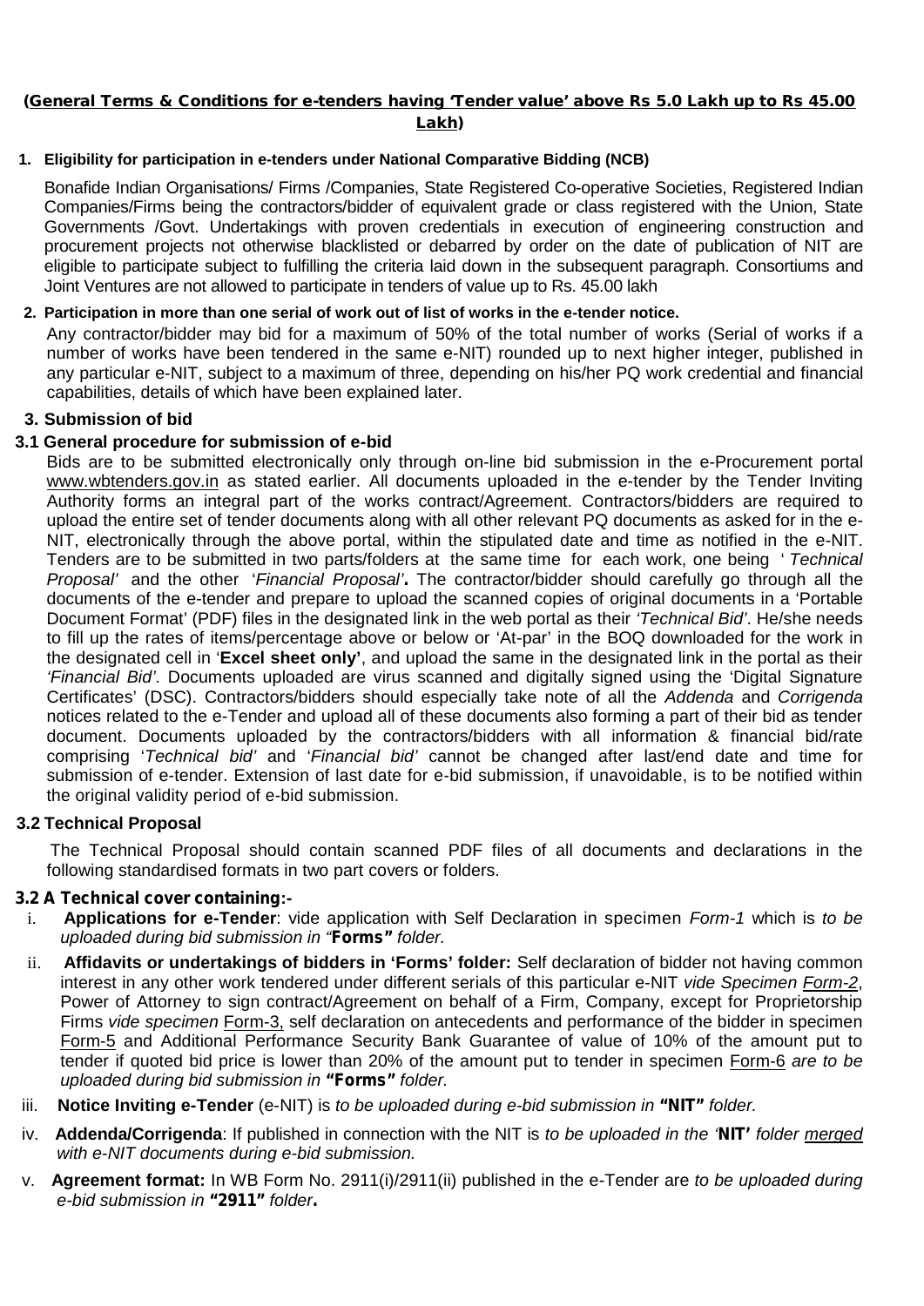**(General Terms & Conditions for e-tenders having 'Tender value' above Rs 5.0 Lakh up to Rs 45.00 Lakh)**

**1. Eligibility for participation in e-tenders under National Comparative Bidding (NCB)**

Bonafide Indian Organisations/ Firms /Companies, State Registered Co-operative Societies, Registered Indian Companies/Firms being the contractors/bidder of equivalent grade or class registered with the Union, State Governments /Govt. Undertakings with proven credentials in execution of engineering construction and procurement projects not otherwise blacklisted or debarred by order on the date of publication of NIT are eligible to participate subject to fulfilling the criteria laid down in the subsequent paragraph. Consortiums and Joint Ventures are not allowed to participate in tenders of value up to Rs. 45.00 lakh

**2. Participation in more than one serial of work out of list of works in the e-tender notice.**

Any contractor/bidder may bid for a maximum of 50% of the total number of works (Serial of works if a number of works have been tendered in the same e-NIT) rounded up to next higher integer, published in any particular e-NIT, subject to a maximum of three, depending on his/her PQ work credential and financial capabilities, details of which have been explained later.

**3. Submission of bid**

**3.1 General procedure for submission of e-bid**

Bids are to be submitted electronically only through on-line bid submission in the e-Procurement portal www.wbtenders.gov.in as stated earlier. All documents uploaded in the e-tender by the Tender Inviting Authority forms an integral part of the works contract/Agreement. Contractors/bidders are required to upload the entire set of tender documents along with all other relevant PQ documents as asked for in the e-NIT, electronically through the above portal, within the stipulated date and time as notified in the e-NIT. Tenders are to be submitted in two parts/folders at the same time for each work, one being '*Technical Proposal*' and the other '*Financial Proposal*'**.** The contractor/bidder should carefully go through all the documents of the e-tender and prepare to upload the scanned copies of original documents in a 'Portable Document Format' (PDF) files in the designated link in the web portal as their *'Technical Bid'*. He/she needs to fill up the rates of items/percentage above or below or 'At-par' in the BOQ downloaded for the work in the designated cell in '**Excel sheet only'**, and upload the same in the designated link in the portal as their *'Financial Bid'*. Documents uploaded are virus scanned and digitally signed using the 'Digital Signature Certificates' (DSC). Contractors/bidders should especially take note of all the *Addenda* and *Corrigenda* notices related to the e-Tender and upload all of these documents also forming a part of their bid as tender document. Documents uploaded by the contractors/bidders with all information & financial bid/rate comprising '*Technical bid'* and '*Financial bid'* cannot be changed after last/end date and time for submission of e-tender. Extension of last date for e-bid submission, if unavoidable, is to be notified within the original validity period of e-bid submission.

**3.2 Technical Proposal**

The Technical Proposal should contain scanned PDF files of all documents and declarations in the following standardised formats in two part covers or folders.

**3.2 A Technical cover containing:-**

i. **Applications for e-Tender**: vide application with Self Declaration in specimen *Form-1* which is *to be uploaded during bid submission in "***Forms"** *folder.*

ii. **Affidavits or undertakings of bidders in 'Forms' folder:** Self declaration of bidder not having common interest in any other work tendered under different serials of this particular e-NIT *vide Specimen* Form-2, Power of Attorney to sign contract/Agreement on behalf of a Firm, Company, except for Proprietorship Firms *vide specimen* Form-3, self declaration on antecedents and performance of the bidder in specimen Form-5 and Additional Performance Security Bank Guarantee of value of 10% of the amount put to tender if quoted bid price is lower than 20% of the amount put to tender in specimen Form-6 *are to be uploaded during bid submission in* **"Forms"** *folder.*

iii. **Notice Inviting e-Tender** (e-NIT) is *to be uploaded during e-bid submission in* **"NIT"** *folder.*

iv. **Addenda/Corrigenda**: If published in connection with the NIT is *to be uploaded in the '***NIT'** *folder merged with e-NIT documents during e-bid submission.*

v. **Agreement format:** In WB Form No. 2911(i)/2911(ii) published in the e-Tender are *to be uploaded during e-bid submission in* **"2911"** *folder***.**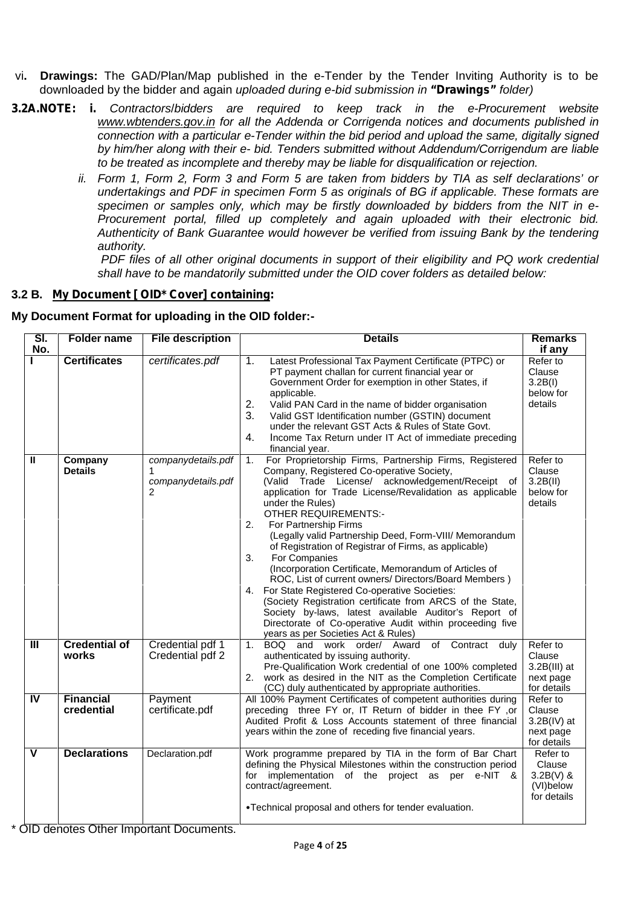vi. **Drawings:** The GAD/Plan/Map published in the e-Tender by the Tender Inviting Authority is to be downloaded by the bidder and again *uploaded during e-bid submission in* **"Drawings"** *folder)*

**3.2A.NOTE: i.** *Contractors/bidders are required to keep track in the e-Procurement website www.wbtenders.gov.in for all the Addenda or Corrigenda notices and documents published in connection with a particular e-Tender within the bid period and upload the same, digitally signed by him/her along with their e- bid. Tenders submitted without Addendum/Corrigendum are liable to be treated as incomplete and thereby may be liable for disqualification or rejection.*

*ii. Form 1, Form 2, Form 3 and Form 5 are taken from bidders by TIA as self declarations' or undertakings and PDF in specimen Form 5 as originals of BG if applicable. These formats are specimen or samples only, which may be firstly downloaded by bidders from the NIT in e-Procurement portal, filled up completely and again uploaded with their electronic bid. Authenticity of Bank Guarantee would however be verified from issuing Bank by the tendering authority.*

*PDF files of all other original documents in support of their eligibility and PQ work credential shall have to be mandatorily submitted under the OID cover folders as detailed below:*

**3.2 B. My Document [ OID* Cover] containing:**

**My Document Format for uploading in the OID folder:-**

| Sl. No. | Folder name | File description | Details | Remarks if any |
|---|---|---|---|---|
| I | **Certificates** | *certificates.pdf* | 1. Latest Professional Tax Payment Certificate (PTPC) or PT payment challan for current financial year or Government Order for exemption in other States, if applicable.<br>2. Valid PAN Card in the name of bidder organisation<br>3. Valid GST Identification number (GSTIN) document under the relevant GST Acts & Rules of State Govt.<br>4. Income Tax Return under IT Act of immediate preceding financial year. | Refer to Clause 3.2B(I) below for details |
| II | **Company Details** | *companydetails.pdf 1*<br>*companydetails.pdf 2* | 1. For Proprietorship Firms, Partnership Firms, Registered Company, Registered Co-operative Society, (Valid Trade License/ acknowledgement/Receipt of application for Trade License/Revalidation as applicable under the Rules)<br>OTHER REQUIREMENTS:-<br>2. For Partnership Firms (Legally valid Partnership Deed, Form-VIII/ Memorandum of Registration of Registrar of Firms, as applicable)<br>3. For Companies (Incorporation Certificate, Memorandum of Articles of ROC, List of current owners/ Directors/Board Members )<br>4. For State Registered Co-operative Societies: (Society Registration certificate from ARCS of the State, Society by-laws, latest available Auditor's Report of Directorate of Co-operative Audit within proceeding five years as per Societies Act & Rules) | Refer to Clause 3.2B(II) below for details |
| III | **Credential of works** | Credential pdf 1<br>Credential pdf 2 | 1. BOQ and work order/ Award of Contract duly authenticated by issuing authority.<br>2. Pre-Qualification Work credential of one 100% completed work as desired in the NIT as the Completion Certificate (CC) duly authenticated by appropriate authorities. | Refer to Clause 3.2B(III) at next page for details |
| IV | **Financial credential** | Payment certificate.pdf | All 100% Payment Certificates of competent authorities during preceding three FY or, IT Return of bidder in thee FY ,or Audited Profit & Loss Accounts statement of three financial years within the zone of receding five financial years. | Refer to Clause 3.2B(IV) at next page for details |
| V | **Declarations** | Declaration.pdf | Work programme prepared by TIA in the form of Bar Chart defining the Physical Milestones within the construction period for implementation of the project as per e-NIT & contract/agreement.<br>•Technical proposal and others for tender evaluation. | Refer to Clause 3.2B(V) & (VI)below for details |

\* OID denotes Other Important Documents.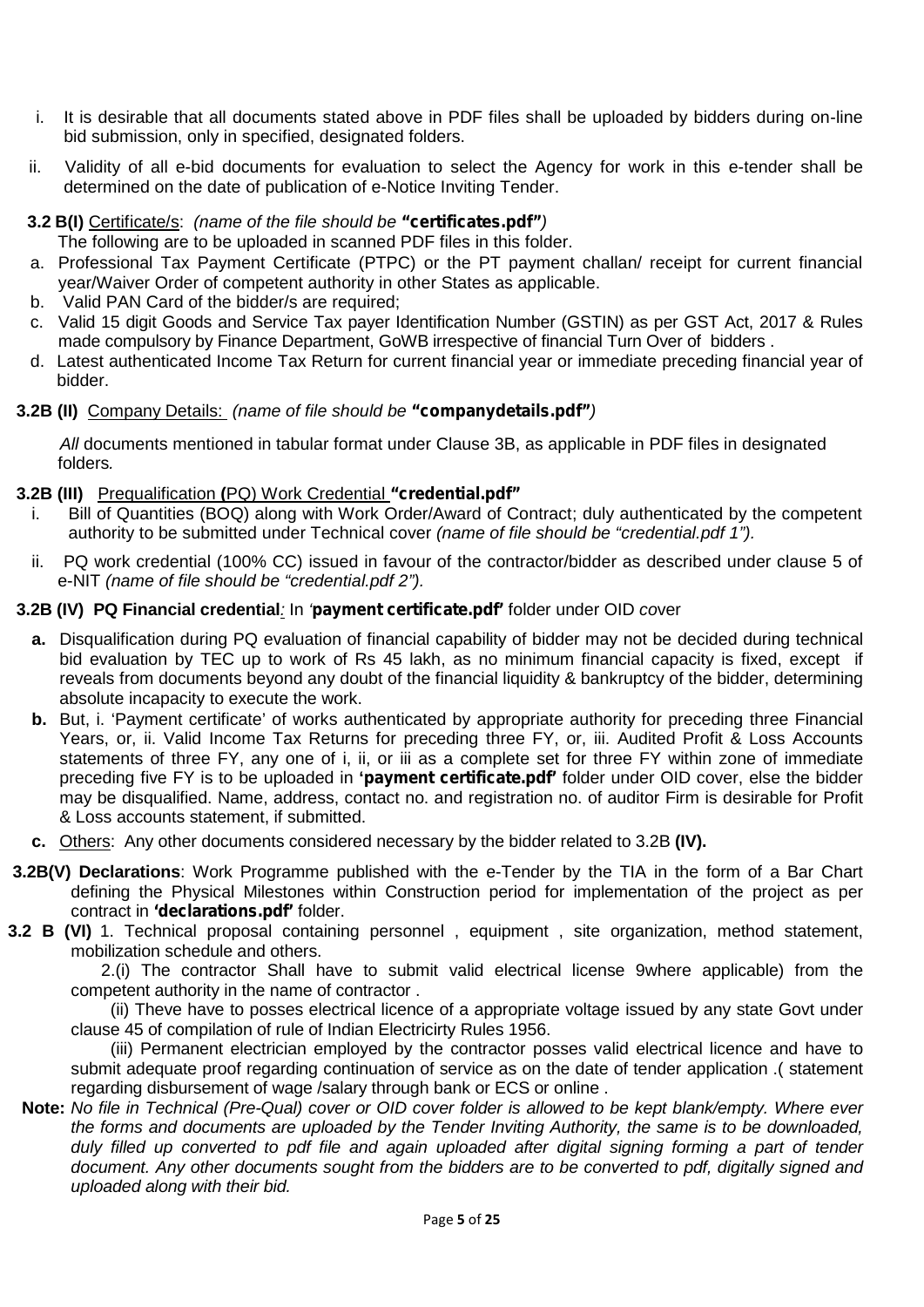i. It is desirable that all documents stated above in PDF files shall be uploaded by bidders during on-line bid submission, only in specified, designated folders.

ii. Validity of all e-bid documents for evaluation to select the Agency for work in this e-tender shall be determined on the date of publication of e-Notice Inviting Tender.

**3.2 B(I)** Certificate/s: *(name of the file should be* **"certificates.pdf"***)*

The following are to be uploaded in scanned PDF files in this folder.

a. Professional Tax Payment Certificate (PTPC) or the PT payment challan/ receipt for current financial year/Waiver Order of competent authority in other States as applicable.

b. Valid PAN Card of the bidder/s are required;

c. Valid 15 digit Goods and Service Tax payer Identification Number (GSTIN) as per GST Act, 2017 & Rules made compulsory by Finance Department, GoWB irrespective of financial Turn Over of bidders .

d. Latest authenticated Income Tax Return for current financial year or immediate preceding financial year of bidder.

**3.2B (II)** Company Details: *(name of file should be* **"companydetails.pdf"***)*

*All* documents mentioned in tabular format under Clause 3B, as applicable in PDF files in designated folders*.*

**3.2B (III)** Prequalification **(**PQ) Work Credential **"credential.pdf"**

i. Bill of Quantities (BOQ) along with Work Order/Award of Contract; duly authenticated by the competent authority to be submitted under Technical cover *(name of file should be "credential.pdf 1").*

ii. PQ work credential (100% CC) issued in favour of the contractor/bidder as described under clause 5 of e-NIT *(name of file should be "credential.pdf 2").*

**3.2B (IV) PQ Financial credential***:* In *'***payment certificate.pdf'** folder under OID *co*ver

**a.** Disqualification during PQ evaluation of financial capability of bidder may not be decided during technical bid evaluation by TEC up to work of Rs 45 lakh, as no minimum financial capacity is fixed, except if reveals from documents beyond any doubt of the financial liquidity & bankruptcy of the bidder, determining absolute incapacity to execute the work.

**b.** But, i. 'Payment certificate' of works authenticated by appropriate authority for preceding three Financial Years, or, ii. Valid Income Tax Returns for preceding three FY, or, iii. Audited Profit & Loss Accounts statements of three FY, any one of i, ii, or iii as a complete set for three FY within zone of immediate preceding five FY is to be uploaded in **'payment certificate.pdf'** folder under OID cover, else the bidder may be disqualified. Name, address, contact no. and registration no. of auditor Firm is desirable for Profit & Loss accounts statement, if submitted.

**c.** Others: Any other documents considered necessary by the bidder related to 3.2B **(IV).**

**3.2B(V) Declarations**: Work Programme published with the e-Tender by the TIA in the form of a Bar Chart defining the Physical Milestones within Construction period for implementation of the project as per contract in **'declarations.pdf'** folder.

**3.2 B (VI)** 1. Technical proposal containing personnel , equipment , site organization, method statement, mobilization schedule and others.

2.(i) The contractor Shall have to submit valid electrical license 9where applicable) from the competent authority in the name of contractor .

(ii) Theve have to posses electrical licence of a appropriate voltage issued by any state Govt under clause 45 of compilation of rule of Indian Electricirty Rules 1956.

(iii) Permanent electrician employed by the contractor posses valid electrical licence and have to submit adequate proof regarding continuation of service as on the date of tender application .( statement regarding disbursement of wage /salary through bank or ECS or online .

**Note:** *No file in Technical (Pre-Qual) cover or OID cover folder is allowed to be kept blank/empty. Where ever the forms and documents are uploaded by the Tender Inviting Authority, the same is to be downloaded, duly filled up converted to pdf file and again uploaded after digital signing forming a part of tender document. Any other documents sought from the bidders are to be converted to pdf, digitally signed and uploaded along with their bid.*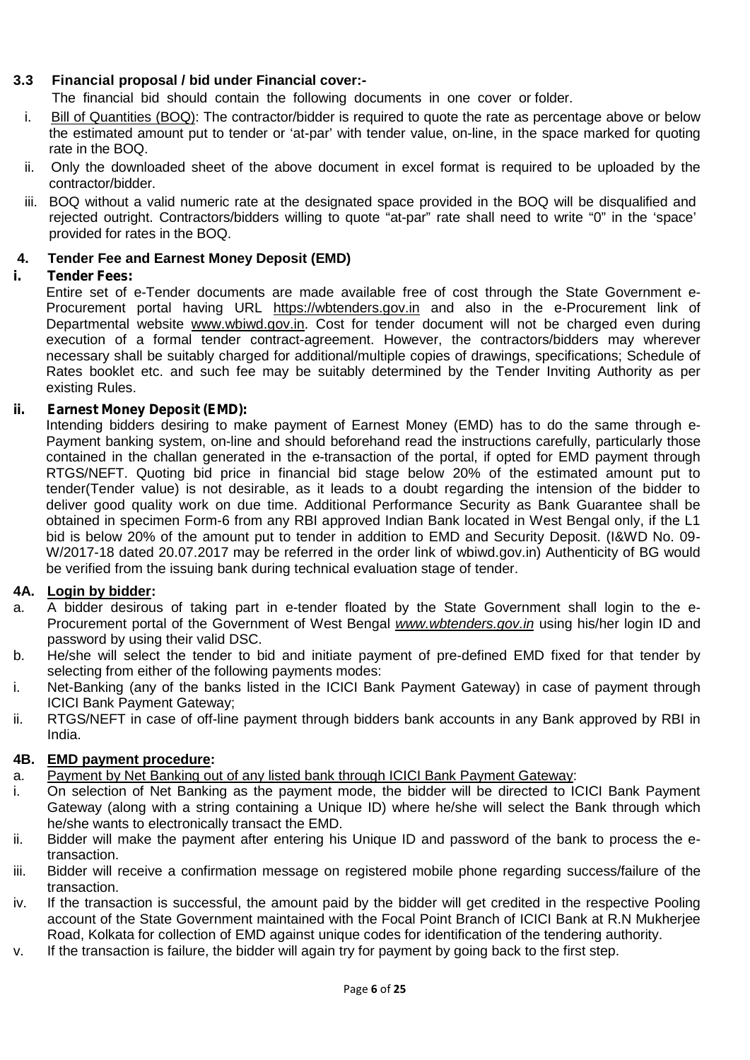### 3.3 Financial proposal / bid under Financial cover:-

The financial bid should contain the following documents in one cover or folder.

i. Bill of Quantities (BOQ): The contractor/bidder is required to quote the rate as percentage above or below the estimated amount put to tender or 'at-par' with tender value, on-line, in the space marked for quoting rate in the BOQ.

ii. Only the downloaded sheet of the above document in excel format is required to be uploaded by the contractor/bidder.

iii. BOQ without a valid numeric rate at the designated space provided in the BOQ will be disqualified and rejected outright. Contractors/bidders willing to quote "at-par" rate shall need to write "0" in the 'space' provided for rates in the BOQ.

## 4. Tender Fee and Earnest Money Deposit (EMD)

**i. Tender Fees:**

Entire set of e-Tender documents are made available free of cost through the State Government e-Procurement portal having URL https://wbtenders.gov.in and also in the e-Procurement link of Departmental website www.wbiwd.gov.in. Cost for tender document will not be charged even during execution of a formal tender contract-agreement. However, the contractors/bidders may wherever necessary shall be suitably charged for additional/multiple copies of drawings, specifications; Schedule of Rates booklet etc. and such fee may be suitably determined by the Tender Inviting Authority as per existing Rules.

**ii. Earnest Money Deposit (EMD):**

Intending bidders desiring to make payment of Earnest Money (EMD) has to do the same through e-Payment banking system, on-line and should beforehand read the instructions carefully, particularly those contained in the challan generated in the e-transaction of the portal, if opted for EMD payment through RTGS/NEFT. Quoting bid price in financial bid stage below 20% of the estimated amount put to tender(Tender value) is not desirable, as it leads to a doubt regarding the intension of the bidder to deliver good quality work on due time. Additional Performance Security as Bank Guarantee shall be obtained in specimen Form-6 from any RBI approved Indian Bank located in West Bengal only, if the L1 bid is below 20% of the amount put to tender in addition to EMD and Security Deposit. (I&WD No. 09-W/2017-18 dated 20.07.2017 may be referred in the order link of wbiwd.gov.in) Authenticity of BG would be verified from the issuing bank during technical evaluation stage of tender.

### 4A. Login by bidder:

a. A bidder desirous of taking part in e-tender floated by the State Government shall login to the e-Procurement portal of the Government of West Bengal *www.wbtenders.gov.in* using his/her login ID and password by using their valid DSC.

b. He/she will select the tender to bid and initiate payment of pre-defined EMD fixed for that tender by selecting from either of the following payments modes:

i. Net-Banking (any of the banks listed in the ICICI Bank Payment Gateway) in case of payment through ICICI Bank Payment Gateway;

ii. RTGS/NEFT in case of off-line payment through bidders bank accounts in any Bank approved by RBI in India.

### 4B. EMD payment procedure:

a. Payment by Net Banking out of any listed bank through ICICI Bank Payment Gateway:

i. On selection of Net Banking as the payment mode, the bidder will be directed to ICICI Bank Payment Gateway (along with a string containing a Unique ID) where he/she will select the Bank through which he/she wants to electronically transact the EMD.

ii. Bidder will make the payment after entering his Unique ID and password of the bank to process the e-transaction.

iii. Bidder will receive a confirmation message on registered mobile phone regarding success/failure of the transaction.

iv. If the transaction is successful, the amount paid by the bidder will get credited in the respective Pooling account of the State Government maintained with the Focal Point Branch of ICICI Bank at R.N Mukherjee Road, Kolkata for collection of EMD against unique codes for identification of the tendering authority.

v. If the transaction is failure, the bidder will again try for payment by going back to the first step.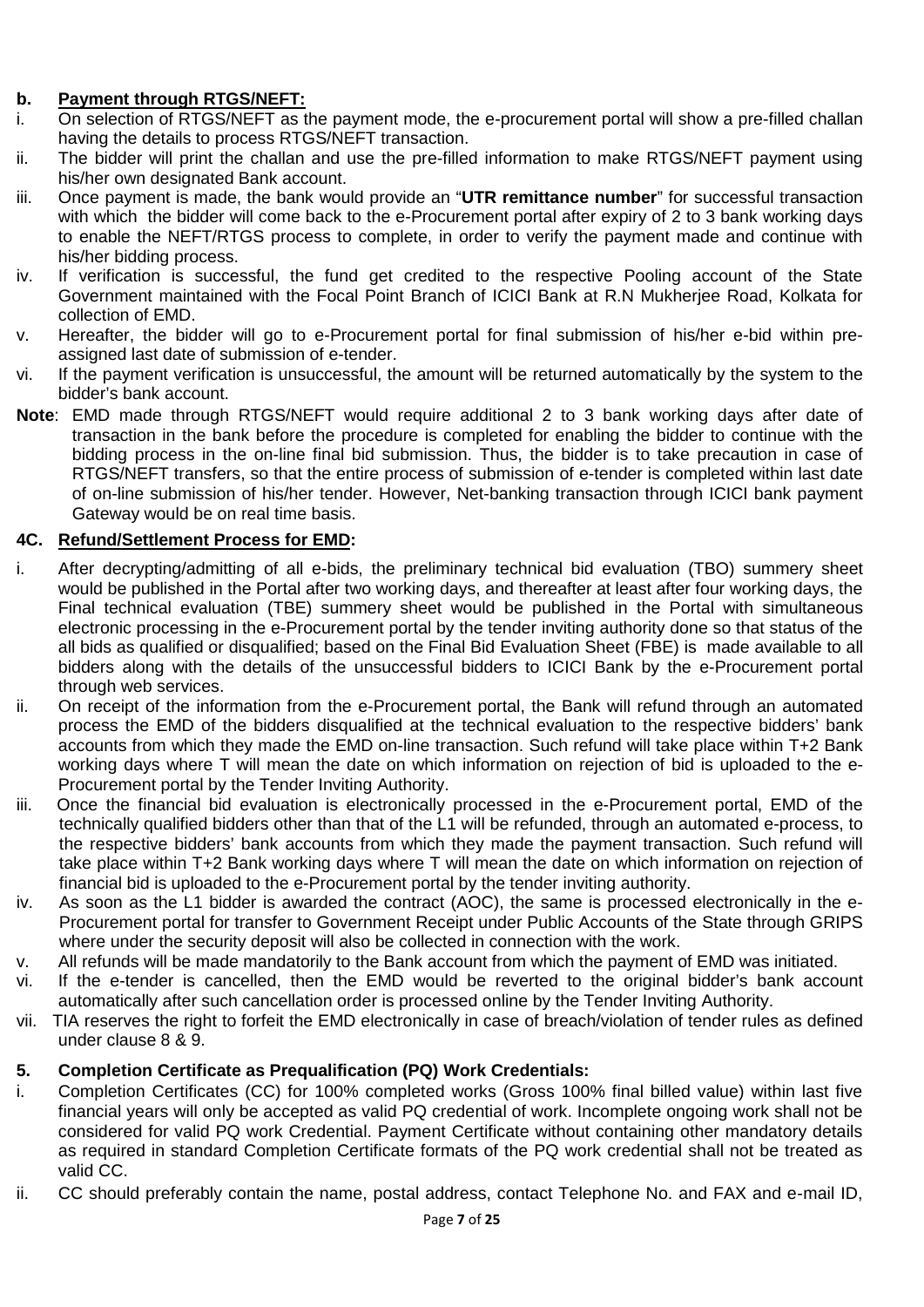**b. Payment through RTGS/NEFT:**

i. On selection of RTGS/NEFT as the payment mode, the e-procurement portal will show a pre-filled challan having the details to process RTGS/NEFT transaction.

ii. The bidder will print the challan and use the pre-filled information to make RTGS/NEFT payment using his/her own designated Bank account.

iii. Once payment is made, the bank would provide an "**UTR remittance number**" for successful transaction with which the bidder will come back to the e-Procurement portal after expiry of 2 to 3 bank working days to enable the NEFT/RTGS process to complete, in order to verify the payment made and continue with his/her bidding process.

iv. If verification is successful, the fund get credited to the respective Pooling account of the State Government maintained with the Focal Point Branch of ICICI Bank at R.N Mukherjee Road, Kolkata for collection of EMD.

v. Hereafter, the bidder will go to e-Procurement portal for final submission of his/her e-bid within pre-assigned last date of submission of e-tender.

vi. If the payment verification is unsuccessful, the amount will be returned automatically by the system to the bidder's bank account.

**Note**: EMD made through RTGS/NEFT would require additional 2 to 3 bank working days after date of transaction in the bank before the procedure is completed for enabling the bidder to continue with the bidding process in the on-line final bid submission. Thus, the bidder is to take precaution in case of RTGS/NEFT transfers, so that the entire process of submission of e-tender is completed within last date of on-line submission of his/her tender. However, Net-banking transaction through ICICI bank payment Gateway would be on real time basis.

**4C. Refund/Settlement Process for EMD:**

i. After decrypting/admitting of all e-bids, the preliminary technical bid evaluation (TBO) summery sheet would be published in the Portal after two working days, and thereafter at least after four working days, the Final technical evaluation (TBE) summery sheet would be published in the Portal with simultaneous electronic processing in the e-Procurement portal by the tender inviting authority done so that status of the all bids as qualified or disqualified; based on the Final Bid Evaluation Sheet (FBE) is made available to all bidders along with the details of the unsuccessful bidders to ICICI Bank by the e-Procurement portal through web services.

ii. On receipt of the information from the e-Procurement portal, the Bank will refund through an automated process the EMD of the bidders disqualified at the technical evaluation to the respective bidders' bank accounts from which they made the EMD on-line transaction. Such refund will take place within T+2 Bank working days where T will mean the date on which information on rejection of bid is uploaded to the e-Procurement portal by the Tender Inviting Authority.

iii. Once the financial bid evaluation is electronically processed in the e-Procurement portal, EMD of the technically qualified bidders other than that of the L1 will be refunded, through an automated e-process, to the respective bidders' bank accounts from which they made the payment transaction. Such refund will take place within T+2 Bank working days where T will mean the date on which information on rejection of financial bid is uploaded to the e-Procurement portal by the tender inviting authority.

iv. As soon as the L1 bidder is awarded the contract (AOC), the same is processed electronically in the e-Procurement portal for transfer to Government Receipt under Public Accounts of the State through GRIPS where under the security deposit will also be collected in connection with the work.

v. All refunds will be made mandatorily to the Bank account from which the payment of EMD was initiated.

vi. If the e-tender is cancelled, then the EMD would be reverted to the original bidder's bank account automatically after such cancellation order is processed online by the Tender Inviting Authority.

vii. TIA reserves the right to forfeit the EMD electronically in case of breach/violation of tender rules as defined under clause 8 & 9.

**5. Completion Certificate as Prequalification (PQ) Work Credentials:**

i. Completion Certificates (CC) for 100% completed works (Gross 100% final billed value) within last five financial years will only be accepted as valid PQ credential of work. Incomplete ongoing work shall not be considered for valid PQ work Credential. Payment Certificate without containing other mandatory details as required in standard Completion Certificate formats of the PQ work credential shall not be treated as valid CC.

ii. CC should preferably contain the name, postal address, contact Telephone No. and FAX and e-mail ID,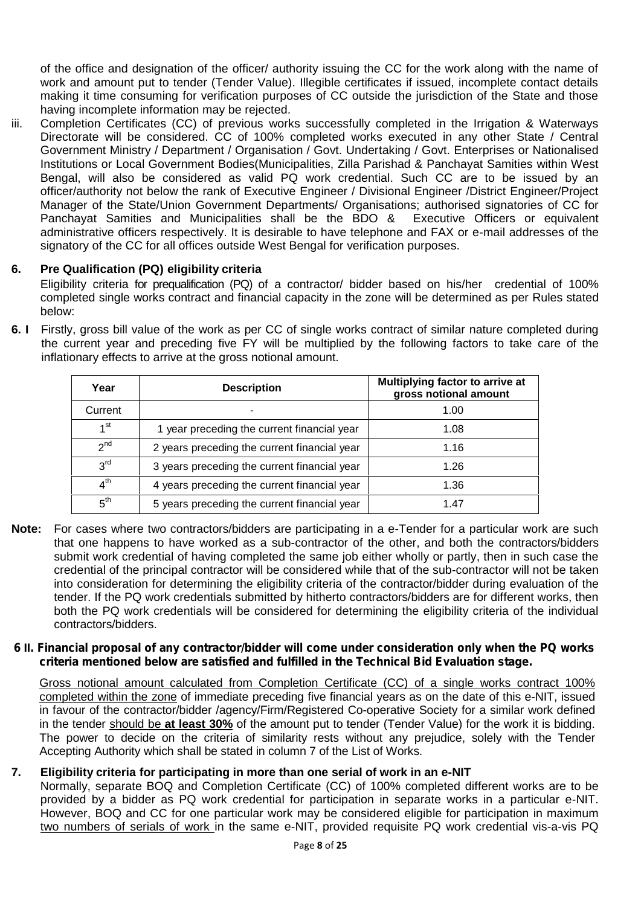of the office and designation of the officer/ authority issuing the CC for the work along with the name of work and amount put to tender (Tender Value). Illegible certificates if issued, incomplete contact details making it time consuming for verification purposes of CC outside the jurisdiction of the State and those having incomplete information may be rejected.

iii. Completion Certificates (CC) of previous works successfully completed in the Irrigation & Waterways Directorate will be considered. CC of 100% completed works executed in any other State / Central Government Ministry / Department / Organisation / Govt. Undertaking / Govt. Enterprises or Nationalised Institutions or Local Government Bodies(Municipalities, Zilla Parishad & Panchayat Samities within West Bengal, will also be considered as valid PQ work credential. Such CC are to be issued by an officer/authority not below the rank of Executive Engineer / Divisional Engineer /District Engineer/Project Manager of the State/Union Government Departments/ Organisations; authorised signatories of CC for Panchayat Samities and Municipalities shall be the BDO & Executive Officers or equivalent administrative officers respectively. It is desirable to have telephone and FAX or e-mail addresses of the signatory of the CC for all offices outside West Bengal for verification purposes.

## 6. Pre Qualification (PQ) eligibility criteria

Eligibility criteria for prequalification (PQ) of a contractor/ bidder based on his/her credential of 100% completed single works contract and financial capacity in the zone will be determined as per Rules stated below:

**6. I** Firstly, gross bill value of the work as per CC of single works contract of similar nature completed during the current year and preceding five FY will be multiplied by the following factors to take care of the inflationary effects to arrive at the gross notional amount.

| Year | Description | Multiplying factor to arrive at gross notional amount |
|---|---|---|
| Current | - | 1.00 |
| 1st | 1 year preceding the current financial year | 1.08 |
| 2nd | 2 years preceding the current financial year | 1.16 |
| 3rd | 3 years preceding the current financial year | 1.26 |
| 4th | 4 years preceding the current financial year | 1.36 |
| 5th | 5 years preceding the current financial year | 1.47 |

**Note:** For cases where two contractors/bidders are participating in a e-Tender for a particular work are such that one happens to have worked as a sub-contractor of the other, and both the contractors/bidders submit work credential of having completed the same job either wholly or partly, then in such case the credential of the principal contractor will be considered while that of the sub-contractor will not be taken into consideration for determining the eligibility criteria of the contractor/bidder during evaluation of the tender. If the PQ work credentials submitted by hitherto contractors/bidders are for different works, then both the PQ work credentials will be considered for determining the eligibility criteria of the individual contractors/bidders.

**6 II. Financial proposal of any contractor/bidder will come under consideration only when the PQ works criteria mentioned below are satisfied and fulfilled in the Technical Bid Evaluation stage.**

Gross notional amount calculated from Completion Certificate (CC) of a single works contract 100% completed within the zone of immediate preceding five financial years as on the date of this e-NIT, issued in favour of the contractor/bidder /agency/Firm/Registered Co-operative Society for a similar work defined in the tender should be **at least 30%** of the amount put to tender (Tender Value) for the work it is bidding. The power to decide on the criteria of similarity rests without any prejudice, solely with the Tender Accepting Authority which shall be stated in column 7 of the List of Works.

## 7. Eligibility criteria for participating in more than one serial of work in an e-NIT

Normally, separate BOQ and Completion Certificate (CC) of 100% completed different works are to be provided by a bidder as PQ work credential for participation in separate works in a particular e-NIT. However, BOQ and CC for one particular work may be considered eligible for participation in maximum two numbers of serials of work in the same e-NIT, provided requisite PQ work credential vis-a-vis PQ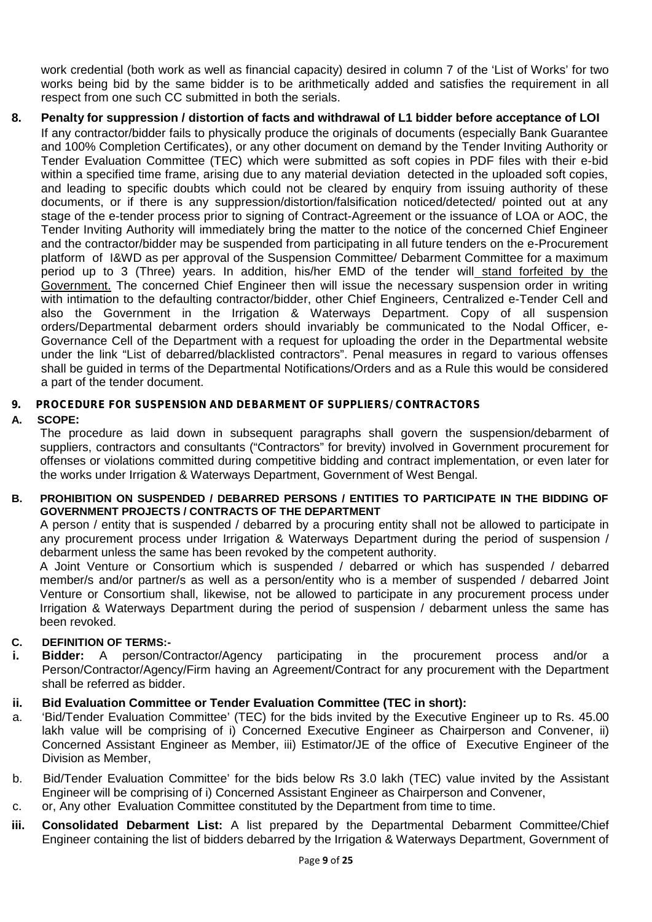work credential (both work as well as financial capacity) desired in column 7 of the 'List of Works' for two works being bid by the same bidder is to be arithmetically added and satisfies the requirement in all respect from one such CC submitted in both the serials.

**8. Penalty for suppression / distortion of facts and withdrawal of L1 bidder before acceptance of LOI**

If any contractor/bidder fails to physically produce the originals of documents (especially Bank Guarantee and 100% Completion Certificates), or any other document on demand by the Tender Inviting Authority or Tender Evaluation Committee (TEC) which were submitted as soft copies in PDF files with their e-bid within a specified time frame, arising due to any material deviation detected in the uploaded soft copies, and leading to specific doubts which could not be cleared by enquiry from issuing authority of these documents, or if there is any suppression/distortion/falsification noticed/detected/ pointed out at any stage of the e-tender process prior to signing of Contract-Agreement or the issuance of LOA or AOC, the Tender Inviting Authority will immediately bring the matter to the notice of the concerned Chief Engineer and the contractor/bidder may be suspended from participating in all future tenders on the e-Procurement platform of I&WD as per approval of the Suspension Committee/ Debarment Committee for a maximum period up to 3 (Three) years. In addition, his/her EMD of the tender will stand forfeited by the Government. The concerned Chief Engineer then will issue the necessary suspension order in writing with intimation to the defaulting contractor/bidder, other Chief Engineers, Centralized e-Tender Cell and also the Government in the Irrigation & Waterways Department. Copy of all suspension orders/Departmental debarment orders should invariably be communicated to the Nodal Officer, e-Governance Cell of the Department with a request for uploading the order in the Departmental website under the link "List of debarred/blacklisted contractors". Penal measures in regard to various offenses shall be guided in terms of the Departmental Notifications/Orders and as a Rule this would be considered a part of the tender document.

**9. PROCEDURE FOR SUSPENSION AND DEBARMENT OF SUPPLIERS/ CONTRACTORS**

**A. SCOPE:**

The procedure as laid down in subsequent paragraphs shall govern the suspension/debarment of suppliers, contractors and consultants ("Contractors" for brevity) involved in Government procurement for offenses or violations committed during competitive bidding and contract implementation, or even later for the works under Irrigation & Waterways Department, Government of West Bengal.

**B. PROHIBITION ON SUSPENDED / DEBARRED PERSONS / ENTITIES TO PARTICIPATE IN THE BIDDING OF GOVERNMENT PROJECTS / CONTRACTS OF THE DEPARTMENT**

A person / entity that is suspended / debarred by a procuring entity shall not be allowed to participate in any procurement process under Irrigation & Waterways Department during the period of suspension / debarment unless the same has been revoked by the competent authority.

A Joint Venture or Consortium which is suspended / debarred or which has suspended / debarred member/s and/or partner/s as well as a person/entity who is a member of suspended / debarred Joint Venture or Consortium shall, likewise, not be allowed to participate in any procurement process under Irrigation & Waterways Department during the period of suspension / debarment unless the same has been revoked.

**C. DEFINITION OF TERMS:-**

**i. Bidder:** A person/Contractor/Agency participating in the procurement process and/or a Person/Contractor/Agency/Firm having an Agreement/Contract for any procurement with the Department shall be referred as bidder.

**ii. Bid Evaluation Committee or Tender Evaluation Committee (TEC in short):**

a. 'Bid/Tender Evaluation Committee' (TEC) for the bids invited by the Executive Engineer up to Rs. 45.00 lakh value will be comprising of i) Concerned Executive Engineer as Chairperson and Convener, ii) Concerned Assistant Engineer as Member, iii) Estimator/JE of the office of Executive Engineer of the Division as Member,

b. Bid/Tender Evaluation Committee' for the bids below Rs 3.0 lakh (TEC) value invited by the Assistant Engineer will be comprising of i) Concerned Assistant Engineer as Chairperson and Convener,

c. or, Any other Evaluation Committee constituted by the Department from time to time.

**iii. Consolidated Debarment List:** A list prepared by the Departmental Debarment Committee/Chief Engineer containing the list of bidders debarred by the Irrigation & Waterways Department, Government of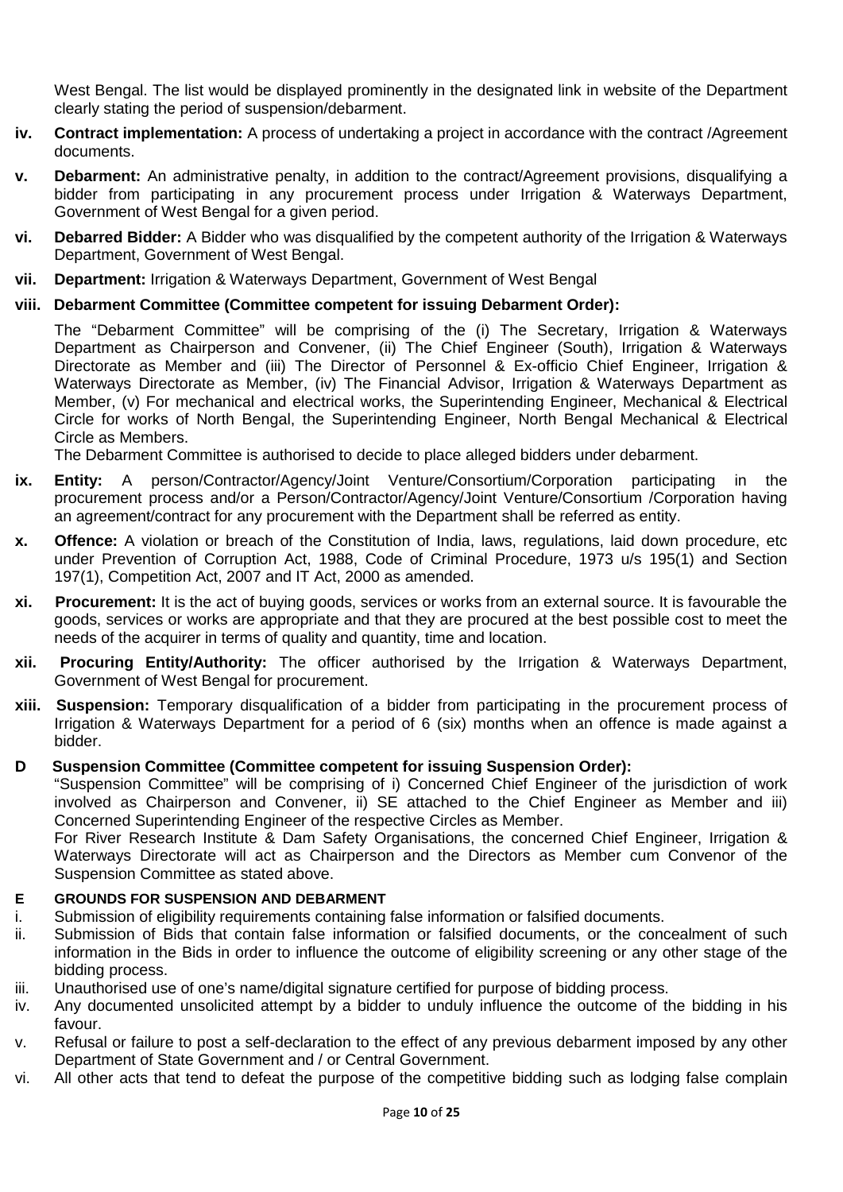West Bengal. The list would be displayed prominently in the designated link in website of the Department clearly stating the period of suspension/debarment.

**iv. Contract implementation:** A process of undertaking a project in accordance with the contract /Agreement documents.

**v. Debarment:** An administrative penalty, in addition to the contract/Agreement provisions, disqualifying a bidder from participating in any procurement process under Irrigation & Waterways Department, Government of West Bengal for a given period.

**vi. Debarred Bidder:** A Bidder who was disqualified by the competent authority of the Irrigation & Waterways Department, Government of West Bengal.

**vii. Department:** Irrigation & Waterways Department, Government of West Bengal

**viii. Debarment Committee (Committee competent for issuing Debarment Order):**

The "Debarment Committee" will be comprising of the (i) The Secretary, Irrigation & Waterways Department as Chairperson and Convener, (ii) The Chief Engineer (South), Irrigation & Waterways Directorate as Member and (iii) The Director of Personnel & Ex-officio Chief Engineer, Irrigation & Waterways Directorate as Member, (iv) The Financial Advisor, Irrigation & Waterways Department as Member, (v) For mechanical and electrical works, the Superintending Engineer, Mechanical & Electrical Circle for works of North Bengal, the Superintending Engineer, North Bengal Mechanical & Electrical Circle as Members.

The Debarment Committee is authorised to decide to place alleged bidders under debarment.

**ix. Entity:** A person/Contractor/Agency/Joint Venture/Consortium/Corporation participating in the procurement process and/or a Person/Contractor/Agency/Joint Venture/Consortium /Corporation having an agreement/contract for any procurement with the Department shall be referred as entity.

**x. Offence:** A violation or breach of the Constitution of India, laws, regulations, laid down procedure, etc under Prevention of Corruption Act, 1988, Code of Criminal Procedure, 1973 u/s 195(1) and Section 197(1), Competition Act, 2007 and IT Act, 2000 as amended.

**xi. Procurement:** It is the act of buying goods, services or works from an external source. It is favourable the goods, services or works are appropriate and that they are procured at the best possible cost to meet the needs of the acquirer in terms of quality and quantity, time and location.

**xii. Procuring Entity/Authority:** The officer authorised by the Irrigation & Waterways Department, Government of West Bengal for procurement.

**xiii. Suspension:** Temporary disqualification of a bidder from participating in the procurement process of Irrigation & Waterways Department for a period of 6 (six) months when an offence is made against a bidder.

**D Suspension Committee (Committee competent for issuing Suspension Order):**

"Suspension Committee" will be comprising of i) Concerned Chief Engineer of the jurisdiction of work involved as Chairperson and Convener, ii) SE attached to the Chief Engineer as Member and iii) Concerned Superintending Engineer of the respective Circles as Member.

For River Research Institute & Dam Safety Organisations, the concerned Chief Engineer, Irrigation & Waterways Directorate will act as Chairperson and the Directors as Member cum Convenor of the Suspension Committee as stated above.

**E GROUNDS FOR SUSPENSION AND DEBARMENT**

i. Submission of eligibility requirements containing false information or falsified documents.

ii. Submission of Bids that contain false information or falsified documents, or the concealment of such information in the Bids in order to influence the outcome of eligibility screening or any other stage of the bidding process.

iii. Unauthorised use of one's name/digital signature certified for purpose of bidding process.

iv. Any documented unsolicited attempt by a bidder to unduly influence the outcome of the bidding in his favour.

v. Refusal or failure to post a self-declaration to the effect of any previous debarment imposed by any other Department of State Government and / or Central Government.

vi. All other acts that tend to defeat the purpose of the competitive bidding such as lodging false complain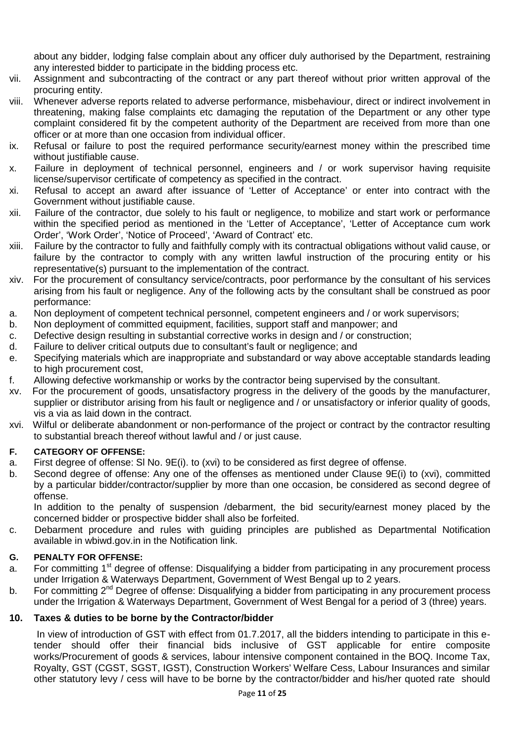about any bidder, lodging false complain about any officer duly authorised by the Department, restraining any interested bidder to participate in the bidding process etc.

vii. Assignment and subcontracting of the contract or any part thereof without prior written approval of the procuring entity.

viii. Whenever adverse reports related to adverse performance, misbehaviour, direct or indirect involvement in threatening, making false complaints etc damaging the reputation of the Department or any other type complaint considered fit by the competent authority of the Department are received from more than one officer or at more than one occasion from individual officer.

ix. Refusal or failure to post the required performance security/earnest money within the prescribed time without justifiable cause.

x. Failure in deployment of technical personnel, engineers and / or work supervisor having requisite license/supervisor certificate of competency as specified in the contract.

xi. Refusal to accept an award after issuance of 'Letter of Acceptance' or enter into contract with the Government without justifiable cause.

xii. Failure of the contractor, due solely to his fault or negligence, to mobilize and start work or performance within the specified period as mentioned in the 'Letter of Acceptance', 'Letter of Acceptance cum work Order', 'Work Order', 'Notice of Proceed', 'Award of Contract' etc.

xiii. Failure by the contractor to fully and faithfully comply with its contractual obligations without valid cause, or failure by the contractor to comply with any written lawful instruction of the procuring entity or his representative(s) pursuant to the implementation of the contract.

xiv. For the procurement of consultancy service/contracts, poor performance by the consultant of his services arising from his fault or negligence. Any of the following acts by the consultant shall be construed as poor performance:

a. Non deployment of competent technical personnel, competent engineers and / or work supervisors;
b. Non deployment of committed equipment, facilities, support staff and manpower; and
c. Defective design resulting in substantial corrective works in design and / or construction;
d. Failure to deliver critical outputs due to consultant's fault or negligence; and
e. Specifying materials which are inappropriate and substandard or way above acceptable standards leading to high procurement cost,
f. Allowing defective workmanship or works by the contractor being supervised by the consultant.

xv. For the procurement of goods, unsatisfactory progress in the delivery of the goods by the manufacturer, supplier or distributor arising from his fault or negligence and / or unsatisfactory or inferior quality of goods, vis a via as laid down in the contract.

xvi. Wilful or deliberate abandonment or non-performance of the project or contract by the contractor resulting to substantial breach thereof without lawful and / or just cause.

**F. CATEGORY OF OFFENSE:**

a. First degree of offense: Sl No. 9E(i). to (xvi) to be considered as first degree of offense.

b. Second degree of offense: Any one of the offenses as mentioned under Clause 9E(i) to (xvi), committed by a particular bidder/contractor/supplier by more than one occasion, be considered as second degree of offense.

   In addition to the penalty of suspension /debarment, the bid security/earnest money placed by the concerned bidder or prospective bidder shall also be forfeited.

c. Debarment procedure and rules with guiding principles are published as Departmental Notification available in wbiwd.gov.in in the Notification link.

**G. PENALTY FOR OFFENSE:**

a. For committing 1st degree of offense: Disqualifying a bidder from participating in any procurement process under Irrigation & Waterways Department, Government of West Bengal up to 2 years.

b. For committing 2nd Degree of offense: Disqualifying a bidder from participating in any procurement process under the Irrigation & Waterways Department, Government of West Bengal for a period of 3 (three) years.

**10. Taxes & duties to be borne by the Contractor/bidder**

In view of introduction of GST with effect from 01.7.2017, all the bidders intending to participate in this e-tender should offer their financial bids inclusive of GST applicable for entire composite works/Procurement of goods & services, labour intensive component contained in the BOQ. Income Tax, Royalty, GST (CGST, SGST, IGST), Construction Workers' Welfare Cess, Labour Insurances and similar other statutory levy / cess will have to be borne by the contractor/bidder and his/her quoted rate should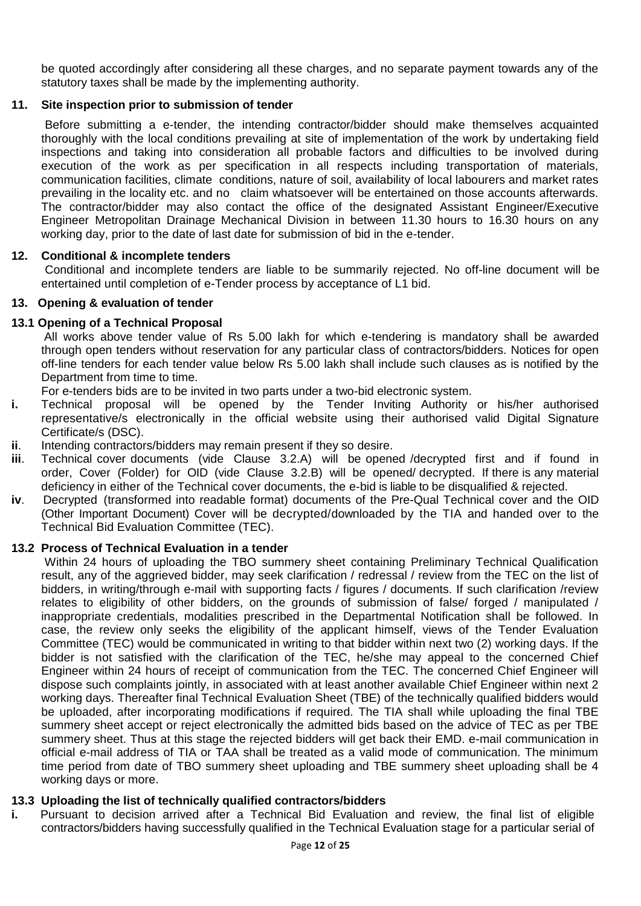be quoted accordingly after considering all these charges, and no separate payment towards any of the statutory taxes shall be made by the implementing authority.

### 11. Site inspection prior to submission of tender

Before submitting a e-tender, the intending contractor/bidder should make themselves acquainted thoroughly with the local conditions prevailing at site of implementation of the work by undertaking field inspections and taking into consideration all probable factors and difficulties to be involved during execution of the work as per specification in all respects including transportation of materials, communication facilities, climate conditions, nature of soil, availability of local labourers and market rates prevailing in the locality etc. and no claim whatsoever will be entertained on those accounts afterwards. The contractor/bidder may also contact the office of the designated Assistant Engineer/Executive Engineer Metropolitan Drainage Mechanical Division in between 11.30 hours to 16.30 hours on any working day, prior to the date of last date for submission of bid in the e-tender.

### 12. Conditional & incomplete tenders

Conditional and incomplete tenders are liable to be summarily rejected. No off-line document will be entertained until completion of e-Tender process by acceptance of L1 bid.

### 13. Opening & evaluation of tender

#### 13.1 Opening of a Technical Proposal

All works above tender value of Rs 5.00 lakh for which e-tendering is mandatory shall be awarded through open tenders without reservation for any particular class of contractors/bidders. Notices for open off-line tenders for each tender value below Rs 5.00 lakh shall include such clauses as is notified by the Department from time to time.

For e-tenders bids are to be invited in two parts under a two-bid electronic system.

- **i.** Technical proposal will be opened by the Tender Inviting Authority or his/her authorised representative/s electronically in the official website using their authorised valid Digital Signature Certificate/s (DSC).
- **ii**. Intending contractors/bidders may remain present if they so desire.
- **iii**. Technical cover documents (vide Clause 3.2.A) will be opened /decrypted first and if found in order, Cover (Folder) for OID (vide Clause 3.2.B) will be opened/ decrypted. If there is any material deficiency in either of the Technical cover documents, the e-bid is liable to be disqualified & rejected.
- **iv**. Decrypted (transformed into readable format) documents of the Pre-Qual Technical cover and the OID (Other Important Document) Cover will be decrypted/downloaded by the TIA and handed over to the Technical Bid Evaluation Committee (TEC).

#### 13.2 Process of Technical Evaluation in a tender

Within 24 hours of uploading the TBO summery sheet containing Preliminary Technical Qualification result, any of the aggrieved bidder, may seek clarification / redressal / review from the TEC on the list of bidders, in writing/through e-mail with supporting facts / figures / documents. If such clarification /review relates to eligibility of other bidders, on the grounds of submission of false/ forged / manipulated / inappropriate credentials, modalities prescribed in the Departmental Notification shall be followed. In case, the review only seeks the eligibility of the applicant himself, views of the Tender Evaluation Committee (TEC) would be communicated in writing to that bidder within next two (2) working days. If the bidder is not satisfied with the clarification of the TEC, he/she may appeal to the concerned Chief Engineer within 24 hours of receipt of communication from the TEC. The concerned Chief Engineer will dispose such complaints jointly, in associated with at least another available Chief Engineer within next 2 working days. Thereafter final Technical Evaluation Sheet (TBE) of the technically qualified bidders would be uploaded, after incorporating modifications if required. The TIA shall while uploading the final TBE summery sheet accept or reject electronically the admitted bids based on the advice of TEC as per TBE summery sheet. Thus at this stage the rejected bidders will get back their EMD. e-mail communication in official e-mail address of TIA or TAA shall be treated as a valid mode of communication. The minimum time period from date of TBO summery sheet uploading and TBE summery sheet uploading shall be 4 working days or more.

#### 13.3 Uploading the list of technically qualified contractors/bidders

- **i.** Pursuant to decision arrived after a Technical Bid Evaluation and review, the final list of eligible contractors/bidders having successfully qualified in the Technical Evaluation stage for a particular serial of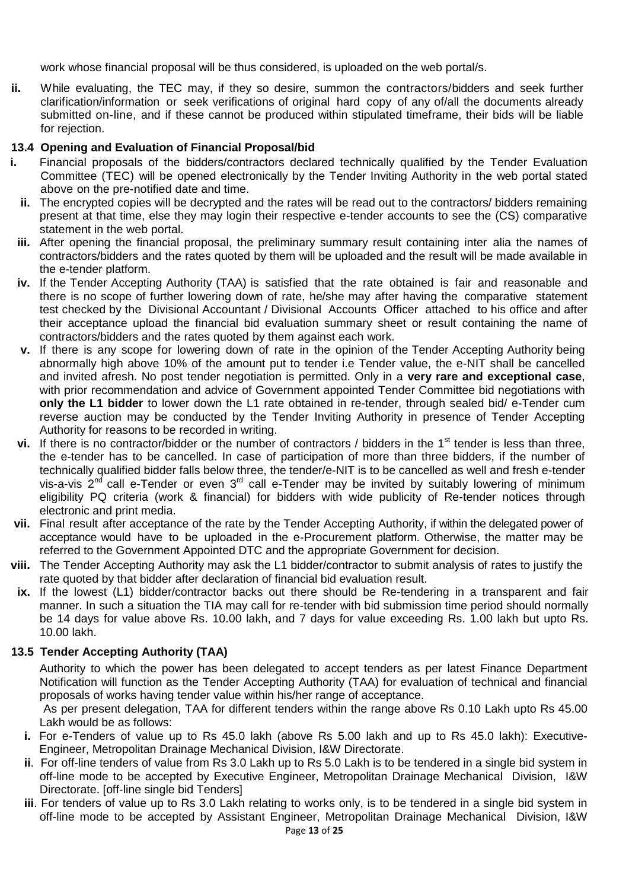work whose financial proposal will be thus considered, is uploaded on the web portal/s.

**ii.** While evaluating, the TEC may, if they so desire, summon the contractors/bidders and seek further clarification/information or seek verifications of original hard copy of any of/all the documents already submitted on-line, and if these cannot be produced within stipulated timeframe, their bids will be liable for rejection.

### 13.4 Opening and Evaluation of Financial Proposal/bid

**i.** Financial proposals of the bidders/contractors declared technically qualified by the Tender Evaluation Committee (TEC) will be opened electronically by the Tender Inviting Authority in the web portal stated above on the pre-notified date and time.

**ii.** The encrypted copies will be decrypted and the rates will be read out to the contractors/ bidders remaining present at that time, else they may login their respective e-tender accounts to see the (CS) comparative statement in the web portal.

**iii.** After opening the financial proposal, the preliminary summary result containing inter alia the names of contractors/bidders and the rates quoted by them will be uploaded and the result will be made available in the e-tender platform.

**iv.** If the Tender Accepting Authority (TAA) is satisfied that the rate obtained is fair and reasonable and there is no scope of further lowering down of rate, he/she may after having the comparative statement test checked by the Divisional Accountant / Divisional Accounts Officer attached to his office and after their acceptance upload the financial bid evaluation summary sheet or result containing the name of contractors/bidders and the rates quoted by them against each work.

**v.** If there is any scope for lowering down of rate in the opinion of the Tender Accepting Authority being abnormally high above 10% of the amount put to tender i.e Tender value, the e-NIT shall be cancelled and invited afresh. No post tender negotiation is permitted. Only in a **very rare and exceptional case**, with prior recommendation and advice of Government appointed Tender Committee bid negotiations with **only the L1 bidder** to lower down the L1 rate obtained in re-tender, through sealed bid/ e-Tender cum reverse auction may be conducted by the Tender Inviting Authority in presence of Tender Accepting Authority for reasons to be recorded in writing.

**vi.** If there is no contractor/bidder or the number of contractors / bidders in the 1st tender is less than three, the e-tender has to be cancelled. In case of participation of more than three bidders, if the number of technically qualified bidder falls below three, the tender/e-NIT is to be cancelled as well and fresh e-tender vis-a-vis 2nd call e-Tender or even 3rd call e-Tender may be invited by suitably lowering of minimum eligibility PQ criteria (work & financial) for bidders with wide publicity of Re-tender notices through electronic and print media.

**vii.** Final result after acceptance of the rate by the Tender Accepting Authority, if within the delegated power of acceptance would have to be uploaded in the e-Procurement platform. Otherwise, the matter may be referred to the Government Appointed DTC and the appropriate Government for decision.

**viii.** The Tender Accepting Authority may ask the L1 bidder/contractor to submit analysis of rates to justify the rate quoted by that bidder after declaration of financial bid evaluation result.

**ix.** If the lowest (L1) bidder/contractor backs out there should be Re-tendering in a transparent and fair manner. In such a situation the TIA may call for re-tender with bid submission time period should normally be 14 days for value above Rs. 10.00 lakh, and 7 days for value exceeding Rs. 1.00 lakh but upto Rs. 10.00 lakh.

### 13.5 Tender Accepting Authority (TAA)

Authority to which the power has been delegated to accept tenders as per latest Finance Department Notification will function as the Tender Accepting Authority (TAA) for evaluation of technical and financial proposals of works having tender value within his/her range of acceptance.

As per present delegation, TAA for different tenders within the range above Rs 0.10 Lakh upto Rs 45.00 Lakh would be as follows:

**i.** For e-Tenders of value up to Rs 45.0 lakh (above Rs 5.00 lakh and up to Rs 45.0 lakh): Executive-Engineer, Metropolitan Drainage Mechanical Division, I&W Directorate.

**ii**. For off-line tenders of value from Rs 3.0 Lakh up to Rs 5.0 Lakh is to be tendered in a single bid system in off-line mode to be accepted by Executive Engineer, Metropolitan Drainage Mechanical Division, I&W Directorate. [off-line single bid Tenders]

**iii**. For tenders of value up to Rs 3.0 Lakh relating to works only, is to be tendered in a single bid system in off-line mode to be accepted by Assistant Engineer, Metropolitan Drainage Mechanical Division, I&W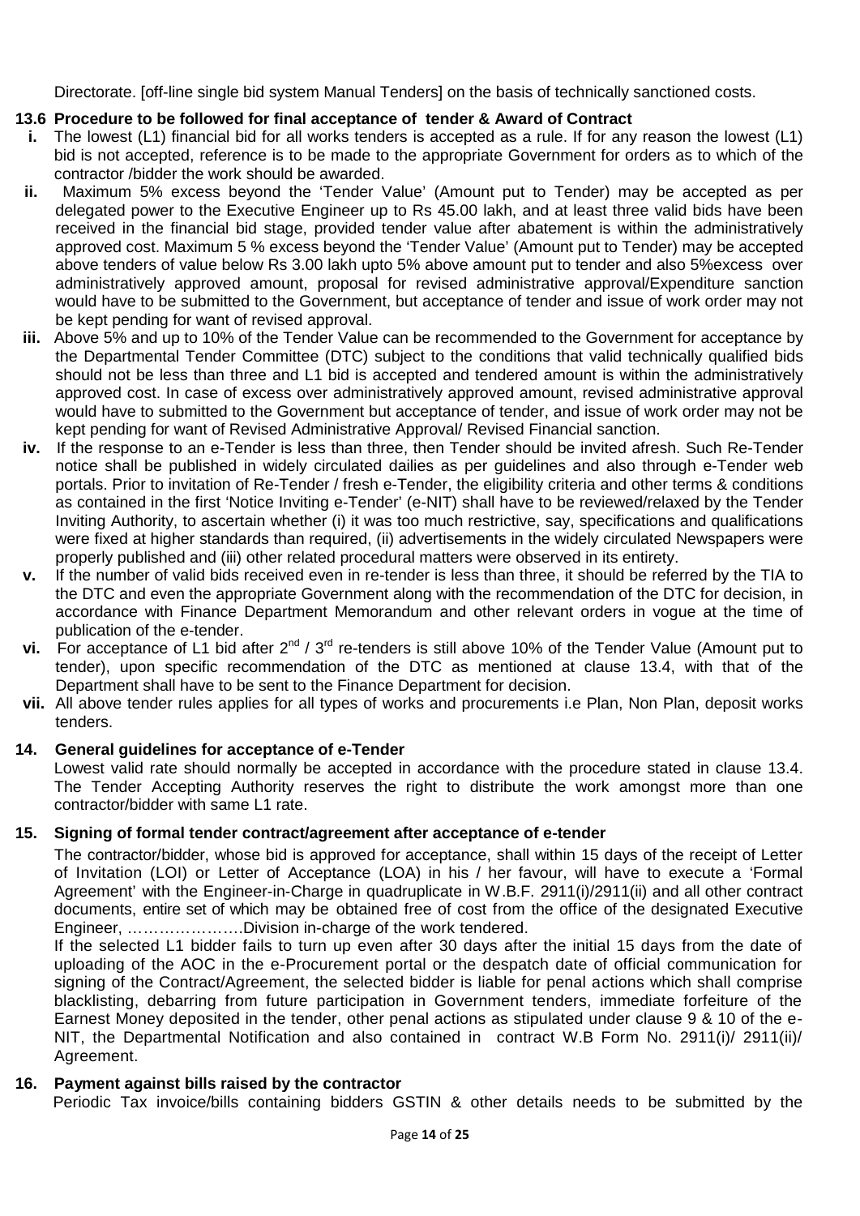Directorate. [off-line single bid system Manual Tenders] on the basis of technically sanctioned costs.

### 13.6 Procedure to be followed for final acceptance of tender & Award of Contract

- **i.** The lowest (L1) financial bid for all works tenders is accepted as a rule. If for any reason the lowest (L1) bid is not accepted, reference is to be made to the appropriate Government for orders as to which of the contractor /bidder the work should be awarded.
- **ii.** Maximum 5% excess beyond the 'Tender Value' (Amount put to Tender) may be accepted as per delegated power to the Executive Engineer up to Rs 45.00 lakh, and at least three valid bids have been received in the financial bid stage, provided tender value after abatement is within the administratively approved cost. Maximum 5 % excess beyond the 'Tender Value' (Amount put to Tender) may be accepted above tenders of value below Rs 3.00 lakh upto 5% above amount put to tender and also 5%excess over administratively approved amount, proposal for revised administrative approval/Expenditure sanction would have to be submitted to the Government, but acceptance of tender and issue of work order may not be kept pending for want of revised approval.
- **iii.** Above 5% and up to 10% of the Tender Value can be recommended to the Government for acceptance by the Departmental Tender Committee (DTC) subject to the conditions that valid technically qualified bids should not be less than three and L1 bid is accepted and tendered amount is within the administratively approved cost. In case of excess over administratively approved amount, revised administrative approval would have to submitted to the Government but acceptance of tender, and issue of work order may not be kept pending for want of Revised Administrative Approval/ Revised Financial sanction.
- **iv.** If the response to an e-Tender is less than three, then Tender should be invited afresh. Such Re-Tender notice shall be published in widely circulated dailies as per guidelines and also through e-Tender web portals. Prior to invitation of Re-Tender / fresh e-Tender, the eligibility criteria and other terms & conditions as contained in the first 'Notice Inviting e-Tender' (e-NIT) shall have to be reviewed/relaxed by the Tender Inviting Authority, to ascertain whether (i) it was too much restrictive, say, specifications and qualifications were fixed at higher standards than required, (ii) advertisements in the widely circulated Newspapers were properly published and (iii) other related procedural matters were observed in its entirety.
- **v.** If the number of valid bids received even in re-tender is less than three, it should be referred by the TIA to the DTC and even the appropriate Government along with the recommendation of the DTC for decision, in accordance with Finance Department Memorandum and other relevant orders in vogue at the time of publication of the e-tender.
- **vi.** For acceptance of L1 bid after 2nd / 3rd re-tenders is still above 10% of the Tender Value (Amount put to tender), upon specific recommendation of the DTC as mentioned at clause 13.4, with that of the Department shall have to be sent to the Finance Department for decision.
- **vii.** All above tender rules applies for all types of works and procurements i.e Plan, Non Plan, deposit works tenders.

### 14. General guidelines for acceptance of e-Tender

Lowest valid rate should normally be accepted in accordance with the procedure stated in clause 13.4. The Tender Accepting Authority reserves the right to distribute the work amongst more than one contractor/bidder with same L1 rate.

### 15. Signing of formal tender contract/agreement after acceptance of e-tender

The contractor/bidder, whose bid is approved for acceptance, shall within 15 days of the receipt of Letter of Invitation (LOI) or Letter of Acceptance (LOA) in his / her favour, will have to execute a 'Formal Agreement' with the Engineer-in-Charge in quadruplicate in W.B.F. 2911(i)/2911(ii) and all other contract documents, entire set of which may be obtained free of cost from the office of the designated Executive Engineer, ………………….Division in-charge of the work tendered.

If the selected L1 bidder fails to turn up even after 30 days after the initial 15 days from the date of uploading of the AOC in the e-Procurement portal or the despatch date of official communication for signing of the Contract/Agreement, the selected bidder is liable for penal actions which shall comprise blacklisting, debarring from future participation in Government tenders, immediate forfeiture of the Earnest Money deposited in the tender, other penal actions as stipulated under clause 9 & 10 of the e-NIT, the Departmental Notification and also contained in contract W.B Form No. 2911(i)/ 2911(ii)/ Agreement.

### 16. Payment against bills raised by the contractor

Periodic Tax invoice/bills containing bidders GSTIN & other details needs to be submitted by the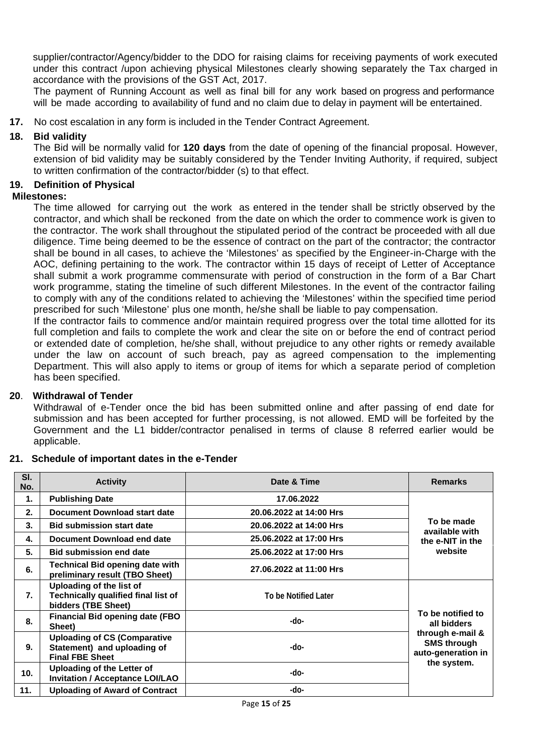supplier/contractor/Agency/bidder to the DDO for raising claims for receiving payments of work executed under this contract /upon achieving physical Milestones clearly showing separately the Tax charged in accordance with the provisions of the GST Act, 2017.

The payment of Running Account as well as final bill for any work based on progress and performance will be made according to availability of fund and no claim due to delay in payment will be entertained.

**17.** No cost escalation in any form is included in the Tender Contract Agreement.

**18. Bid validity**

The Bid will be normally valid for **120 days** from the date of opening of the financial proposal. However, extension of bid validity may be suitably considered by the Tender Inviting Authority, if required, subject to written confirmation of the contractor/bidder (s) to that effect.

**19. Definition of Physical Milestones:**

The time allowed for carrying out the work as entered in the tender shall be strictly observed by the contractor, and which shall be reckoned from the date on which the order to commence work is given to the contractor. The work shall throughout the stipulated period of the contract be proceeded with all due diligence. Time being deemed to be the essence of contract on the part of the contractor; the contractor shall be bound in all cases, to achieve the 'Milestones' as specified by the Engineer-in-Charge with the AOC, defining pertaining to the work. The contractor within 15 days of receipt of Letter of Acceptance shall submit a work programme commensurate with period of construction in the form of a Bar Chart work programme, stating the timeline of such different Milestones. In the event of the contractor failing to comply with any of the conditions related to achieving the 'Milestones' within the specified time period prescribed for such 'Milestone' plus one month, he/she shall be liable to pay compensation.

If the contractor fails to commence and/or maintain required progress over the total time allotted for its full completion and fails to complete the work and clear the site on or before the end of contract period or extended date of completion, he/she shall, without prejudice to any other rights or remedy available under the law on account of such breach, pay as agreed compensation to the implementing Department. This will also apply to items or group of items for which a separate period of completion has been specified.

**20. Withdrawal of Tender**

Withdrawal of e-Tender once the bid has been submitted online and after passing of end date for submission and has been accepted for further processing, is not allowed. EMD will be forfeited by the Government and the L1 bidder/contractor penalised in terms of clause 8 referred earlier would be applicable.

**21. Schedule of important dates in the e-Tender**

| Sl. No. | Activity | Date & Time | Remarks |
|---|---|---|---|
| 1. | **Publishing Date** | 17.06.2022 | To be made available with the e-NIT in the website |
| 2. | **Document Download start date** | 20.06.2022 at 14:00 Hrs | |
| 3. | **Bid submission start date** | 20.06.2022 at 14:00 Hrs | |
| 4. | **Document Download end date** | 25.06.2022 at 17:00 Hrs | |
| 5. | **Bid submission end date** | 25.06.2022 at 17:00 Hrs | |
| 6. | **Technical Bid opening date with preliminary result (TBO Sheet)** | 27.06.2022 at 11:00 Hrs | |
| 7. | **Uploading of the list of Technically qualified final list of bidders (TBE Sheet)** | To be Notified Later | To be notified to all bidders through e-mail & SMS through auto-generation in the system. |
| 8. | **Financial Bid opening date (FBO Sheet)** | -do- | |
| 9. | **Uploading of CS (Comparative Statement) and uploading of Final FBE Sheet** | -do- | |
| 10. | **Uploading of the Letter of Invitation / Acceptance LOI/LAO** | -do- | |
| 11. | **Uploading of Award of Contract** | -do- | |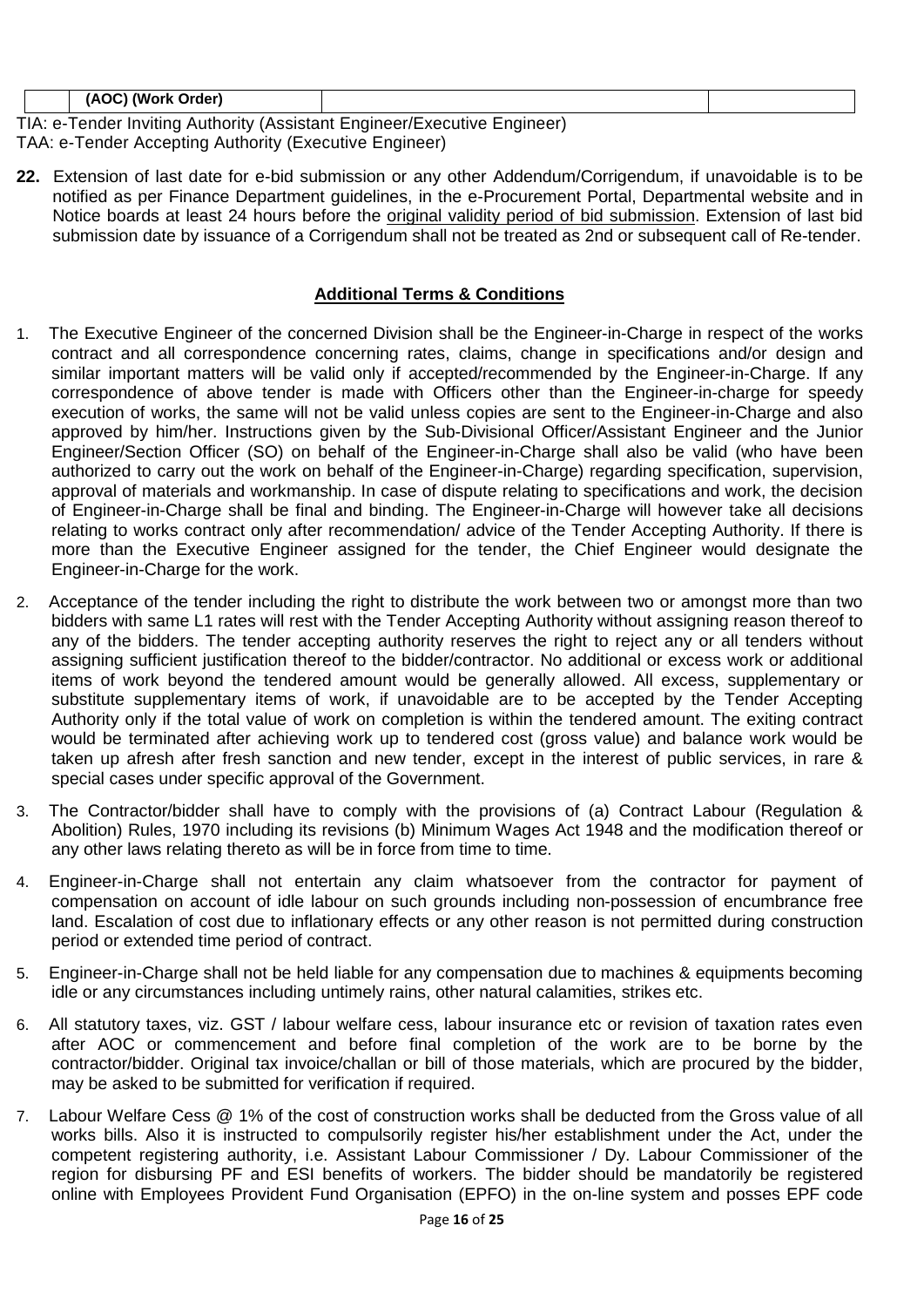|  | (AOC) (Work Order) |  |  |
|---|---|---|---|

TIA: e-Tender Inviting Authority (Assistant Engineer/Executive Engineer)
TAA: e-Tender Accepting Authority (Executive Engineer)

**22.** Extension of last date for e-bid submission or any other Addendum/Corrigendum, if unavoidable is to be notified as per Finance Department guidelines, in the e-Procurement Portal, Departmental website and in Notice boards at least 24 hours before the original validity period of bid submission. Extension of last bid submission date by issuance of a Corrigendum shall not be treated as 2nd or subsequent call of Re-tender.

## **Additional Terms & Conditions**

1. The Executive Engineer of the concerned Division shall be the Engineer-in-Charge in respect of the works contract and all correspondence concerning rates, claims, change in specifications and/or design and similar important matters will be valid only if accepted/recommended by the Engineer-in-Charge. If any correspondence of above tender is made with Officers other than the Engineer-in-charge for speedy execution of works, the same will not be valid unless copies are sent to the Engineer-in-Charge and also approved by him/her. Instructions given by the Sub-Divisional Officer/Assistant Engineer and the Junior Engineer/Section Officer (SO) on behalf of the Engineer-in-Charge shall also be valid (who have been authorized to carry out the work on behalf of the Engineer-in-Charge) regarding specification, supervision, approval of materials and workmanship. In case of dispute relating to specifications and work, the decision of Engineer-in-Charge shall be final and binding. The Engineer-in-Charge will however take all decisions relating to works contract only after recommendation/ advice of the Tender Accepting Authority. If there is more than the Executive Engineer assigned for the tender, the Chief Engineer would designate the Engineer-in-Charge for the work.

2. Acceptance of the tender including the right to distribute the work between two or amongst more than two bidders with same L1 rates will rest with the Tender Accepting Authority without assigning reason thereof to any of the bidders. The tender accepting authority reserves the right to reject any or all tenders without assigning sufficient justification thereof to the bidder/contractor. No additional or excess work or additional items of work beyond the tendered amount would be generally allowed. All excess, supplementary or substitute supplementary items of work, if unavoidable are to be accepted by the Tender Accepting Authority only if the total value of work on completion is within the tendered amount. The exiting contract would be terminated after achieving work up to tendered cost (gross value) and balance work would be taken up afresh after fresh sanction and new tender, except in the interest of public services, in rare & special cases under specific approval of the Government.

3. The Contractor/bidder shall have to comply with the provisions of (a) Contract Labour (Regulation & Abolition) Rules, 1970 including its revisions (b) Minimum Wages Act 1948 and the modification thereof or any other laws relating thereto as will be in force from time to time.

4. Engineer-in-Charge shall not entertain any claim whatsoever from the contractor for payment of compensation on account of idle labour on such grounds including non-possession of encumbrance free land. Escalation of cost due to inflationary effects or any other reason is not permitted during construction period or extended time period of contract.

5. Engineer-in-Charge shall not be held liable for any compensation due to machines & equipments becoming idle or any circumstances including untimely rains, other natural calamities, strikes etc.

6. All statutory taxes, viz. GST / labour welfare cess, labour insurance etc or revision of taxation rates even after AOC or commencement and before final completion of the work are to be borne by the contractor/bidder. Original tax invoice/challan or bill of those materials, which are procured by the bidder, may be asked to be submitted for verification if required.

7. Labour Welfare Cess @ 1% of the cost of construction works shall be deducted from the Gross value of all works bills. Also it is instructed to compulsorily register his/her establishment under the Act, under the competent registering authority, i.e. Assistant Labour Commissioner / Dy. Labour Commissioner of the region for disbursing PF and ESI benefits of workers. The bidder should be mandatorily be registered online with Employees Provident Fund Organisation (EPFO) in the on-line system and posses EPF code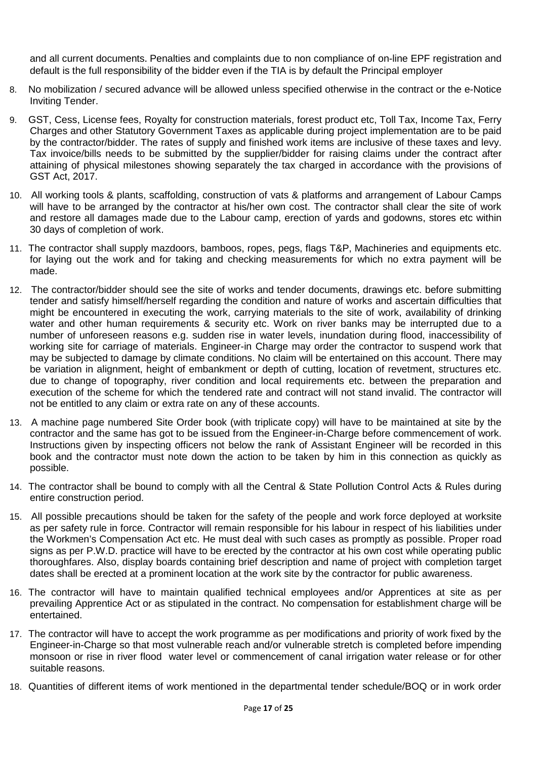and all current documents. Penalties and complaints due to non compliance of on-line EPF registration and default is the full responsibility of the bidder even if the TIA is by default the Principal employer

8. No mobilization / secured advance will be allowed unless specified otherwise in the contract or the e-Notice Inviting Tender.

9. GST, Cess, License fees, Royalty for construction materials, forest product etc, Toll Tax, Income Tax, Ferry Charges and other Statutory Government Taxes as applicable during project implementation are to be paid by the contractor/bidder. The rates of supply and finished work items are inclusive of these taxes and levy. Tax invoice/bills needs to be submitted by the supplier/bidder for raising claims under the contract after attaining of physical milestones showing separately the tax charged in accordance with the provisions of GST Act, 2017.

10. All working tools & plants, scaffolding, construction of vats & platforms and arrangement of Labour Camps will have to be arranged by the contractor at his/her own cost. The contractor shall clear the site of work and restore all damages made due to the Labour camp, erection of yards and godowns, stores etc within 30 days of completion of work.

11. The contractor shall supply mazdoors, bamboos, ropes, pegs, flags T&P, Machineries and equipments etc. for laying out the work and for taking and checking measurements for which no extra payment will be made.

12. The contractor/bidder should see the site of works and tender documents, drawings etc. before submitting tender and satisfy himself/herself regarding the condition and nature of works and ascertain difficulties that might be encountered in executing the work, carrying materials to the site of work, availability of drinking water and other human requirements & security etc. Work on river banks may be interrupted due to a number of unforeseen reasons e.g. sudden rise in water levels, inundation during flood, inaccessibility of working site for carriage of materials. Engineer-in Charge may order the contractor to suspend work that may be subjected to damage by climate conditions. No claim will be entertained on this account. There may be variation in alignment, height of embankment or depth of cutting, location of revetment, structures etc. due to change of topography, river condition and local requirements etc. between the preparation and execution of the scheme for which the tendered rate and contract will not stand invalid. The contractor will not be entitled to any claim or extra rate on any of these accounts.

13. A machine page numbered Site Order book (with triplicate copy) will have to be maintained at site by the contractor and the same has got to be issued from the Engineer-in-Charge before commencement of work. Instructions given by inspecting officers not below the rank of Assistant Engineer will be recorded in this book and the contractor must note down the action to be taken by him in this connection as quickly as possible.

14. The contractor shall be bound to comply with all the Central & State Pollution Control Acts & Rules during entire construction period.

15. All possible precautions should be taken for the safety of the people and work force deployed at worksite as per safety rule in force. Contractor will remain responsible for his labour in respect of his liabilities under the Workmen's Compensation Act etc. He must deal with such cases as promptly as possible. Proper road signs as per P.W.D. practice will have to be erected by the contractor at his own cost while operating public thoroughfares. Also, display boards containing brief description and name of project with completion target dates shall be erected at a prominent location at the work site by the contractor for public awareness.

16. The contractor will have to maintain qualified technical employees and/or Apprentices at site as per prevailing Apprentice Act or as stipulated in the contract. No compensation for establishment charge will be entertained.

17. The contractor will have to accept the work programme as per modifications and priority of work fixed by the Engineer-in-Charge so that most vulnerable reach and/or vulnerable stretch is completed before impending monsoon or rise in river flood water level or commencement of canal irrigation water release or for other suitable reasons.

18. Quantities of different items of work mentioned in the departmental tender schedule/BOQ or in work order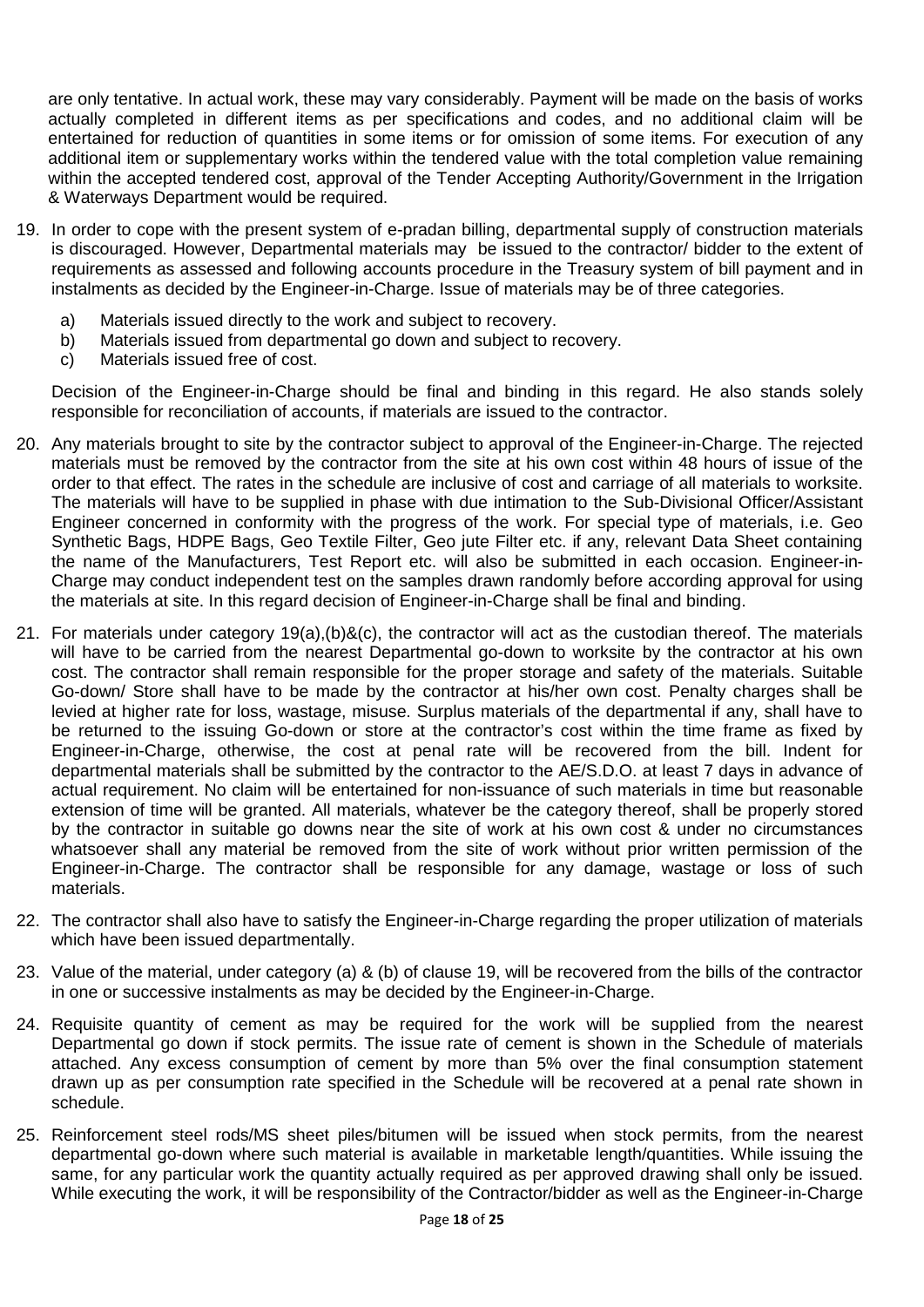are only tentative. In actual work, these may vary considerably. Payment will be made on the basis of works actually completed in different items as per specifications and codes, and no additional claim will be entertained for reduction of quantities in some items or for omission of some items. For execution of any additional item or supplementary works within the tendered value with the total completion value remaining within the accepted tendered cost, approval of the Tender Accepting Authority/Government in the Irrigation & Waterways Department would be required.

19. In order to cope with the present system of e-pradan billing, departmental supply of construction materials is discouraged. However, Departmental materials may be issued to the contractor/ bidder to the extent of requirements as assessed and following accounts procedure in the Treasury system of bill payment and in instalments as decided by the Engineer-in-Charge. Issue of materials may be of three categories.

    a) Materials issued directly to the work and subject to recovery.
    b) Materials issued from departmental go down and subject to recovery.
    c) Materials issued free of cost.

    Decision of the Engineer-in-Charge should be final and binding in this regard. He also stands solely responsible for reconciliation of accounts, if materials are issued to the contractor.

20. Any materials brought to site by the contractor subject to approval of the Engineer-in-Charge. The rejected materials must be removed by the contractor from the site at his own cost within 48 hours of issue of the order to that effect. The rates in the schedule are inclusive of cost and carriage of all materials to worksite. The materials will have to be supplied in phase with due intimation to the Sub-Divisional Officer/Assistant Engineer concerned in conformity with the progress of the work. For special type of materials, i.e. Geo Synthetic Bags, HDPE Bags, Geo Textile Filter, Geo jute Filter etc. if any, relevant Data Sheet containing the name of the Manufacturers, Test Report etc. will also be submitted in each occasion. Engineer-in-Charge may conduct independent test on the samples drawn randomly before according approval for using the materials at site. In this regard decision of Engineer-in-Charge shall be final and binding.

21. For materials under category 19(a),(b)&(c), the contractor will act as the custodian thereof. The materials will have to be carried from the nearest Departmental go-down to worksite by the contractor at his own cost. The contractor shall remain responsible for the proper storage and safety of the materials. Suitable Go-down/ Store shall have to be made by the contractor at his/her own cost. Penalty charges shall be levied at higher rate for loss, wastage, misuse. Surplus materials of the departmental if any, shall have to be returned to the issuing Go-down or store at the contractor's cost within the time frame as fixed by Engineer-in-Charge, otherwise, the cost at penal rate will be recovered from the bill. Indent for departmental materials shall be submitted by the contractor to the AE/S.D.O. at least 7 days in advance of actual requirement. No claim will be entertained for non-issuance of such materials in time but reasonable extension of time will be granted. All materials, whatever be the category thereof, shall be properly stored by the contractor in suitable go downs near the site of work at his own cost & under no circumstances whatsoever shall any material be removed from the site of work without prior written permission of the Engineer-in-Charge. The contractor shall be responsible for any damage, wastage or loss of such materials.

22. The contractor shall also have to satisfy the Engineer-in-Charge regarding the proper utilization of materials which have been issued departmentally.

23. Value of the material, under category (a) & (b) of clause 19, will be recovered from the bills of the contractor in one or successive instalments as may be decided by the Engineer-in-Charge.

24. Requisite quantity of cement as may be required for the work will be supplied from the nearest Departmental go down if stock permits. The issue rate of cement is shown in the Schedule of materials attached. Any excess consumption of cement by more than 5% over the final consumption statement drawn up as per consumption rate specified in the Schedule will be recovered at a penal rate shown in schedule.

25. Reinforcement steel rods/MS sheet piles/bitumen will be issued when stock permits, from the nearest departmental go-down where such material is available in marketable length/quantities. While issuing the same, for any particular work the quantity actually required as per approved drawing shall only be issued. While executing the work, it will be responsibility of the Contractor/bidder as well as the Engineer-in-Charge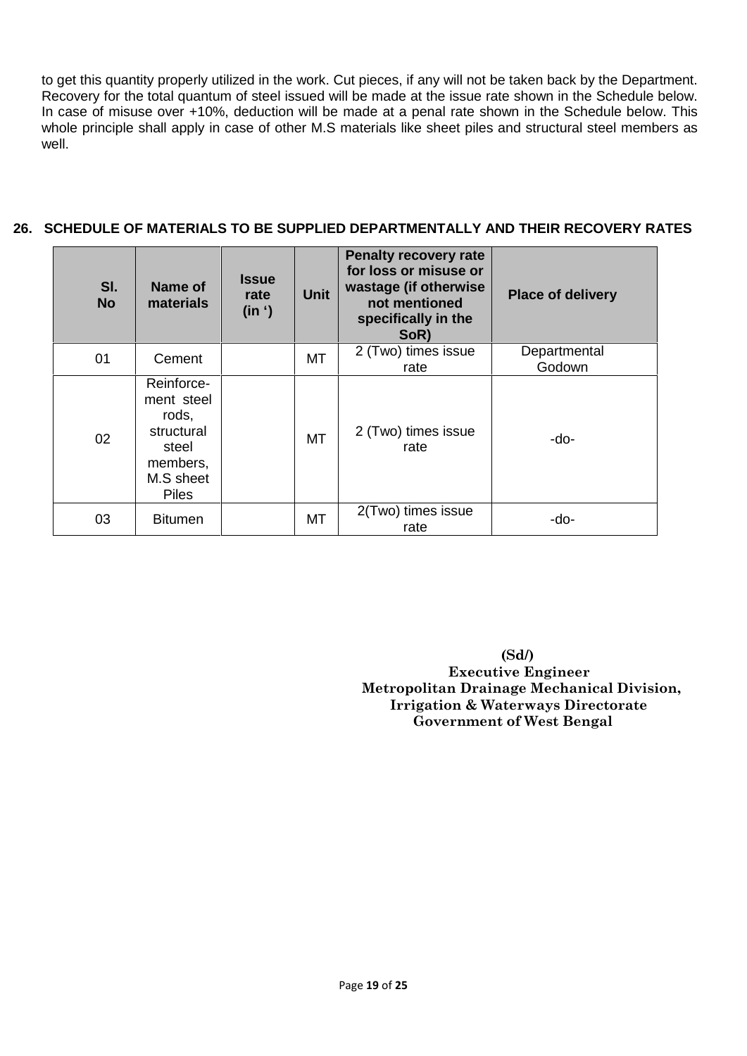to get this quantity properly utilized in the work. Cut pieces, if any will not be taken back by the Department. Recovery for the total quantum of steel issued will be made at the issue rate shown in the Schedule below. In case of misuse over +10%, deduction will be made at a penal rate shown in the Schedule below. This whole principle shall apply in case of other M.S materials like sheet piles and structural steel members as well.

## 26. SCHEDULE OF MATERIALS TO BE SUPPLIED DEPARTMENTALLY AND THEIR RECOVERY RATES

| Sl. No | Name of materials | Issue rate (in ') | Unit | Penalty recovery rate for loss or misuse or wastage (if otherwise not mentioned specifically in the SoR) | Place of delivery |
|---|---|---|---|---|---|
| 01 | Cement | | MT | 2 (Two) times issue rate | Departmental Godown |
| 02 | Reinforce-ment steel rods, structural steel members, M.S sheet Piles | | MT | 2 (Two) times issue rate | -do- |
| 03 | Bitumen | | MT | 2(Two) times issue rate | -do- |

**(Sd/)**
**Executive Engineer**
**Metropolitan Drainage Mechanical Division,**
**Irrigation & Waterways Directorate**
**Government of West Bengal**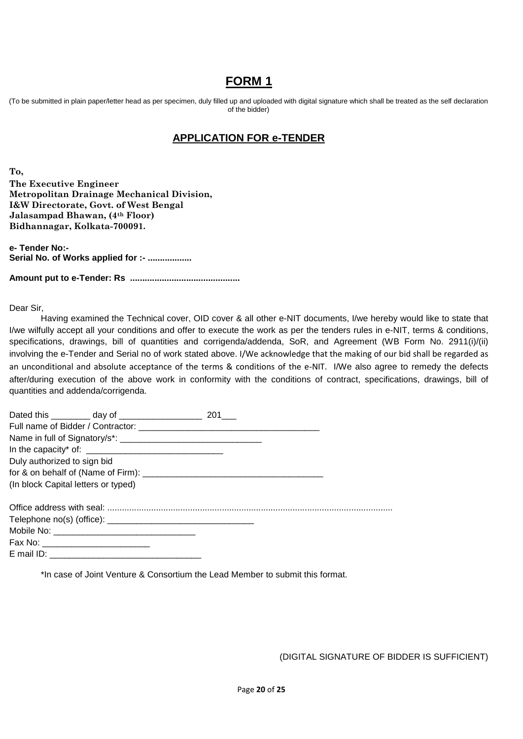# FORM 1

(To be submitted in plain paper/letter head as per specimen, duly filled up and uploaded with digital signature which shall be treated as the self declaration of the bidder)

## APPLICATION FOR e-TENDER

**To,**
**The Executive Engineer**
**Metropolitan Drainage Mechanical Division,**
**I&W Directorate, Govt. of West Bengal**
**Jalasampad Bhawan, (4th Floor)**
**Bidhannagar, Kolkata-700091.**

**e- Tender No:-**
**Serial No. of Works applied for :- ..................**

**Amount put to e-Tender: Rs ............................................**

Dear Sir,

Having examined the Technical cover, OID cover & all other e-NIT documents, I/we hereby would like to state that I/we wilfully accept all your conditions and offer to execute the work as per the tenders rules in e-NIT, terms & conditions, specifications, drawings, bill of quantities and corrigenda/addenda, SoR, and Agreement (WB Form No. 2911(i)/(ii) involving the e-Tender and Serial no of work stated above. I/We acknowledge that the making of our bid shall be regarded as an unconditional and absolute acceptance of the terms & conditions of the e-NIT. I/We also agree to remedy the defects after/during execution of the above work in conformity with the conditions of contract, specifications, drawings, bill of quantities and addenda/corrigenda.

Dated this ________ day of _________________ 201___
Full name of Bidder / Contractor: ______________________________________
Name in full of Signatory/s*: ______________________________
In the capacity* of: ____________________________
Duly authorized to sign bid
for & on behalf of (Name of Firm): ______________________________________
(In block Capital letters or typed)

Office address with seal: ....................................................................................................................
Telephone no(s) (office): _______________________________
Mobile No: ______________________________
Fax No: ______________________
E mail ID: _______________________________

*In case of Joint Venture & Consortium the Lead Member to submit this format.

(DIGITAL SIGNATURE OF BIDDER IS SUFFICIENT)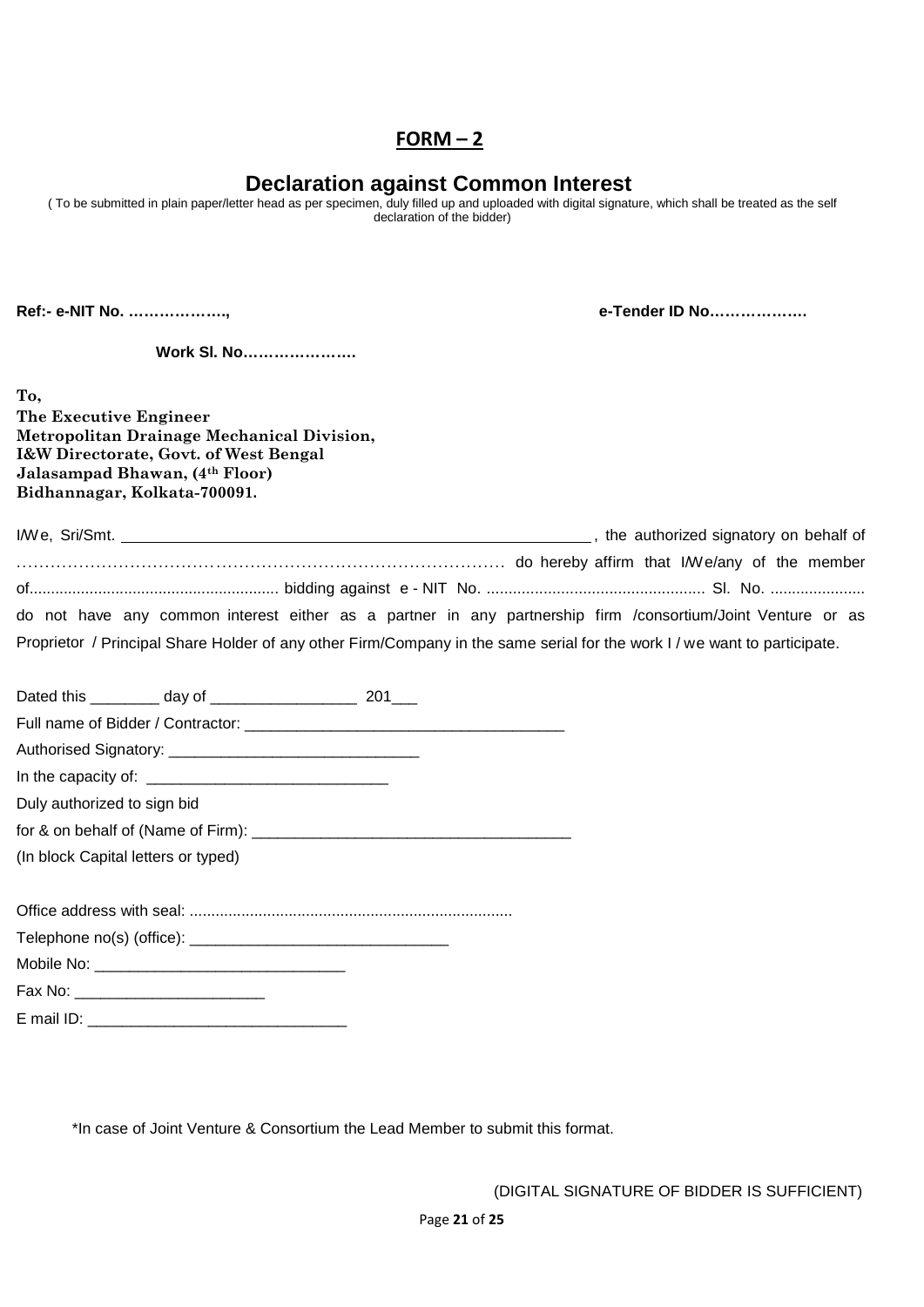# FORM – 2

## Declaration against Common Interest

( To be submitted in plain paper/letter head as per specimen, duly filled up and uploaded with digital signature, which shall be treated as the self declaration of the bidder)

**Ref:- e-NIT No. ………………..,** **e-Tender ID No……………….**

**Work Sl. No………………….**

**To,**
**The Executive Engineer**
**Metropolitan Drainage Mechanical Division,**
**I&W Directorate, Govt. of West Bengal**
**Jalasampad Bhawan, (4th Floor)**
**Bidhannagar, Kolkata-700091.**

I/We, Sri/Smt. ________________________________________________________, the authorized signatory on behalf of ……………………………………………………………………………… do hereby affirm that I/We/any of the member of.......................................................... bidding against e - NIT No. .................................................. Sl. No. ...................... do not have any common interest either as a partner in any partnership firm /consortium/Joint Venture or as Proprietor / Principal Share Holder of any other Firm/Company in the same serial for the work I / we want to participate.

Dated this ________ day of _________________ 201___

Full name of Bidder / Contractor: _____________________________________

Authorised Signatory: _____________________________

In the capacity of: ____________________________

Duly authorized to sign bid

for & on behalf of (Name of Firm): ____________________________________

(In block Capital letters or typed)

Office address with seal: ..........................................................................

Telephone no(s) (office): ______________________________

Mobile No: _____________________________

Fax No: ______________________

E mail ID: ______________________________

*In case of Joint Venture & Consortium the Lead Member to submit this format.

(DIGITAL SIGNATURE OF BIDDER IS SUFFICIENT)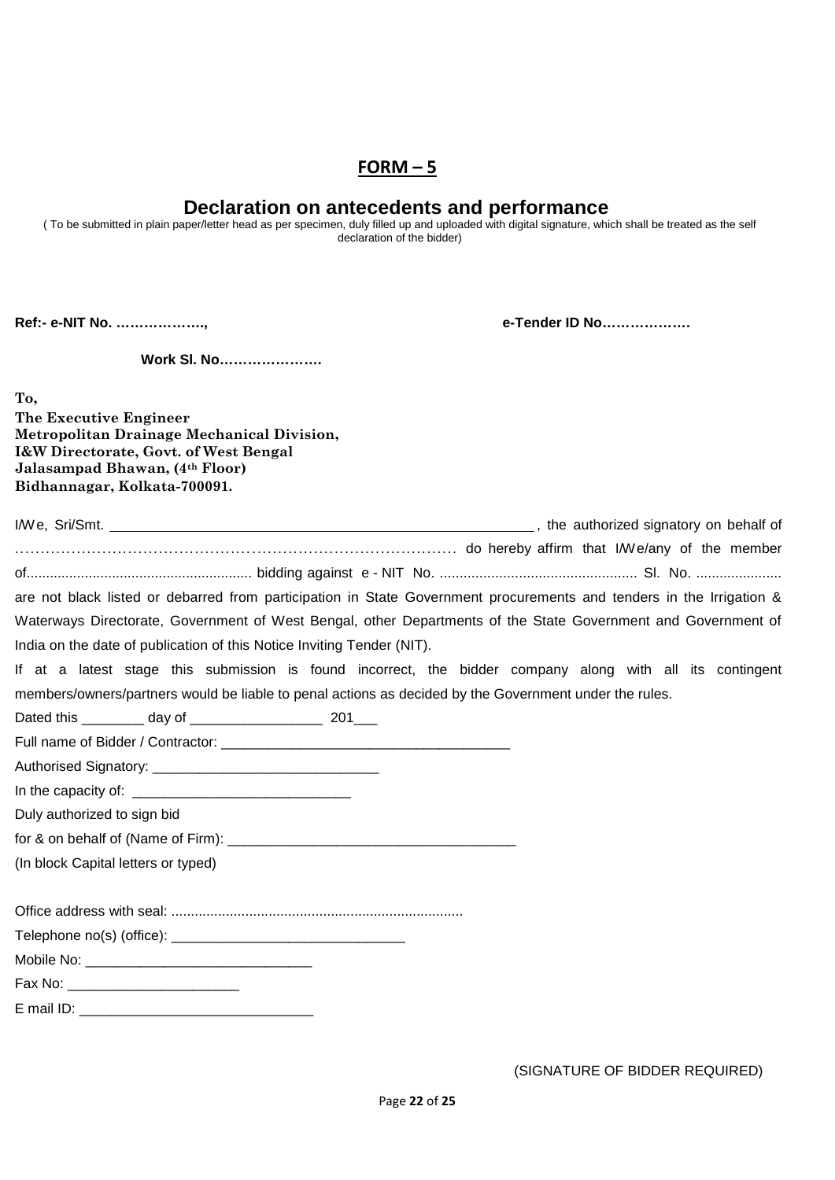# FORM – 5

## Declaration on antecedents and performance

( To be submitted in plain paper/letter head as per specimen, duly filled up and uploaded with digital signature, which shall be treated as the self declaration of the bidder)

**Ref:- e-NIT No. ………………..,** **e-Tender ID No……………….**

**Work Sl. No…………………**

**To,**
**The Executive Engineer**
**Metropolitan Drainage Mechanical Division,**
**I&W Directorate, Govt. of West Bengal**
**Jalasampad Bhawan, (4th Floor)**
**Bidhannagar, Kolkata-700091.**

I/We, Sri/Smt. ______________________________________________________, the authorized signatory on behalf of ……………………………………………………………………………… do hereby affirm that I/We/any of the member of......................................................... bidding against e - NIT No. .................................................. Sl. No. ...................... are not black listed or debarred from participation in State Government procurements and tenders in the Irrigation & Waterways Directorate, Government of West Bengal, other Departments of the State Government and Government of India on the date of publication of this Notice Inviting Tender (NIT).

If at a latest stage this submission is found incorrect, the bidder company along with all its contingent members/owners/partners would be liable to penal actions as decided by the Government under the rules.

Dated this ________ day of _________________ 201___

Full name of Bidder / Contractor: ______________________________________

Authorised Signatory: _____________________________

In the capacity of: ____________________________

Duly authorized to sign bid

for & on behalf of (Name of Firm): _____________________________________

(In block Capital letters or typed)

Office address with seal: ..........................................................................

Telephone no(s) (office): ______________________________

Mobile No: _____________________________

Fax No: ______________________

E mail ID: ______________________________

(SIGNATURE OF BIDDER REQUIRED)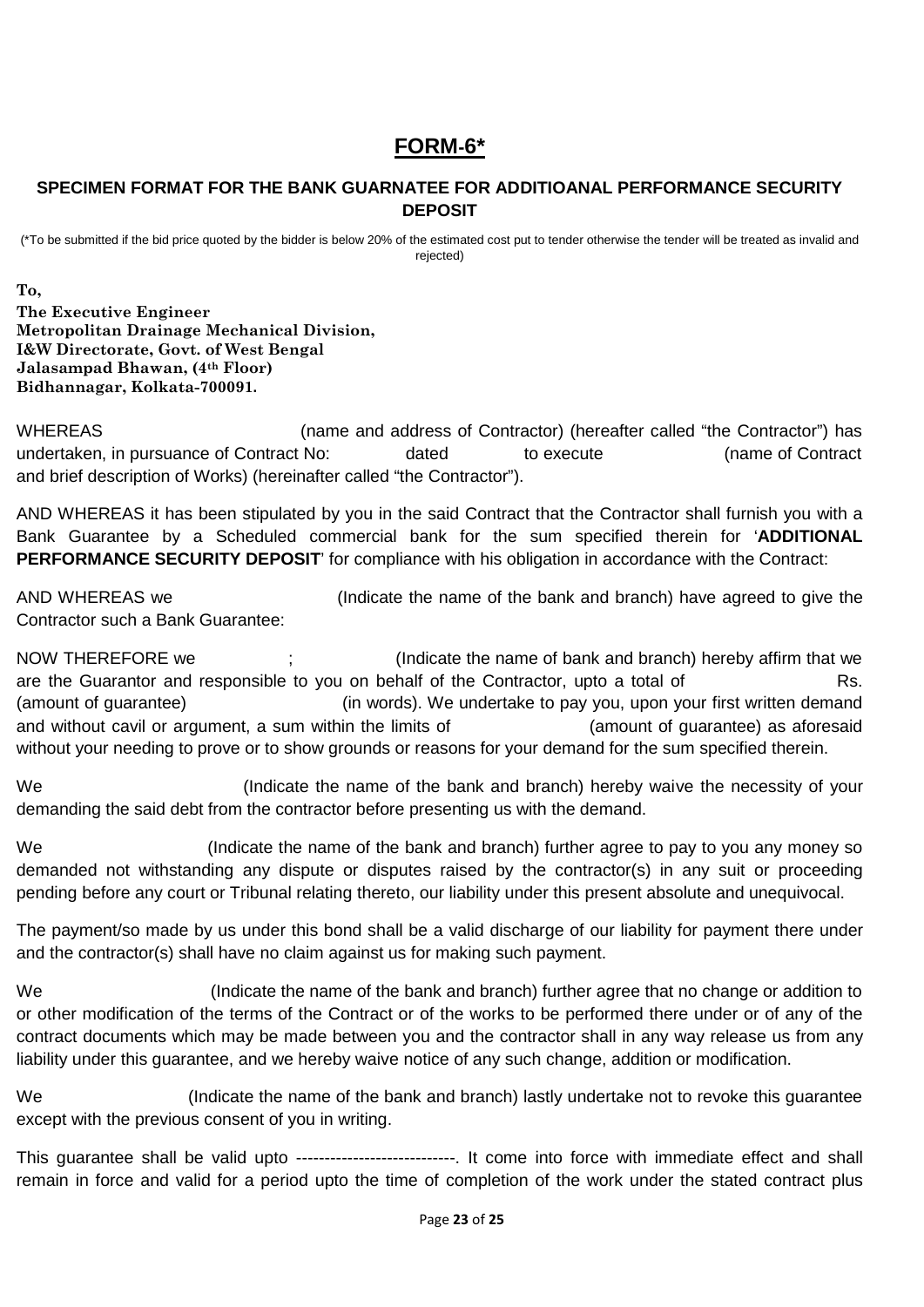# FORM-6*

### SPECIMEN FORMAT FOR THE BANK GUARNATEE FOR ADDITIOANAL PERFORMANCE SECURITY DEPOSIT

(*To be submitted if the bid price quoted by the bidder is below 20% of the estimated cost put to tender otherwise the tender will be treated as invalid and rejected)

**To,**

**The Executive Engineer**
**Metropolitan Drainage Mechanical Division,**
**I&W Directorate, Govt. of West Bengal**
**Jalasampad Bhawan, (4th Floor)**
**Bidhannagar, Kolkata-700091.**

WHEREAS (name and address of Contractor) (hereafter called "the Contractor") has undertaken, in pursuance of Contract No: dated to execute (name of Contract and brief description of Works) (hereinafter called "the Contractor").

AND WHEREAS it has been stipulated by you in the said Contract that the Contractor shall furnish you with a Bank Guarantee by a Scheduled commercial bank for the sum specified therein for '**ADDITIONAL PERFORMANCE SECURITY DEPOSIT**' for compliance with his obligation in accordance with the Contract:

AND WHEREAS we (Indicate the name of the bank and branch) have agreed to give the Contractor such a Bank Guarantee:

NOW THEREFORE we ; (Indicate the name of bank and branch) hereby affirm that we are the Guarantor and responsible to you on behalf of the Contractor, upto a total of Rs. (amount of guarantee) (in words). We undertake to pay you, upon your first written demand and without cavil or argument, a sum within the limits of (amount of guarantee) as aforesaid without your needing to prove or to show grounds or reasons for your demand for the sum specified therein.

We (Indicate the name of the bank and branch) hereby waive the necessity of your demanding the said debt from the contractor before presenting us with the demand.

We (Indicate the name of the bank and branch) further agree to pay to you any money so demanded not withstanding any dispute or disputes raised by the contractor(s) in any suit or proceeding pending before any court or Tribunal relating thereto, our liability under this present absolute and unequivocal.

The payment/so made by us under this bond shall be a valid discharge of our liability for payment there under and the contractor(s) shall have no claim against us for making such payment.

We (Indicate the name of the bank and branch) further agree that no change or addition to or other modification of the terms of the Contract or of the works to be performed there under or of any of the contract documents which may be made between you and the contractor shall in any way release us from any liability under this guarantee, and we hereby waive notice of any such change, addition or modification.

We (Indicate the name of the bank and branch) lastly undertake not to revoke this guarantee except with the previous consent of you in writing.

This guarantee shall be valid upto ----------------------------. It come into force with immediate effect and shall remain in force and valid for a period upto the time of completion of the work under the stated contract plus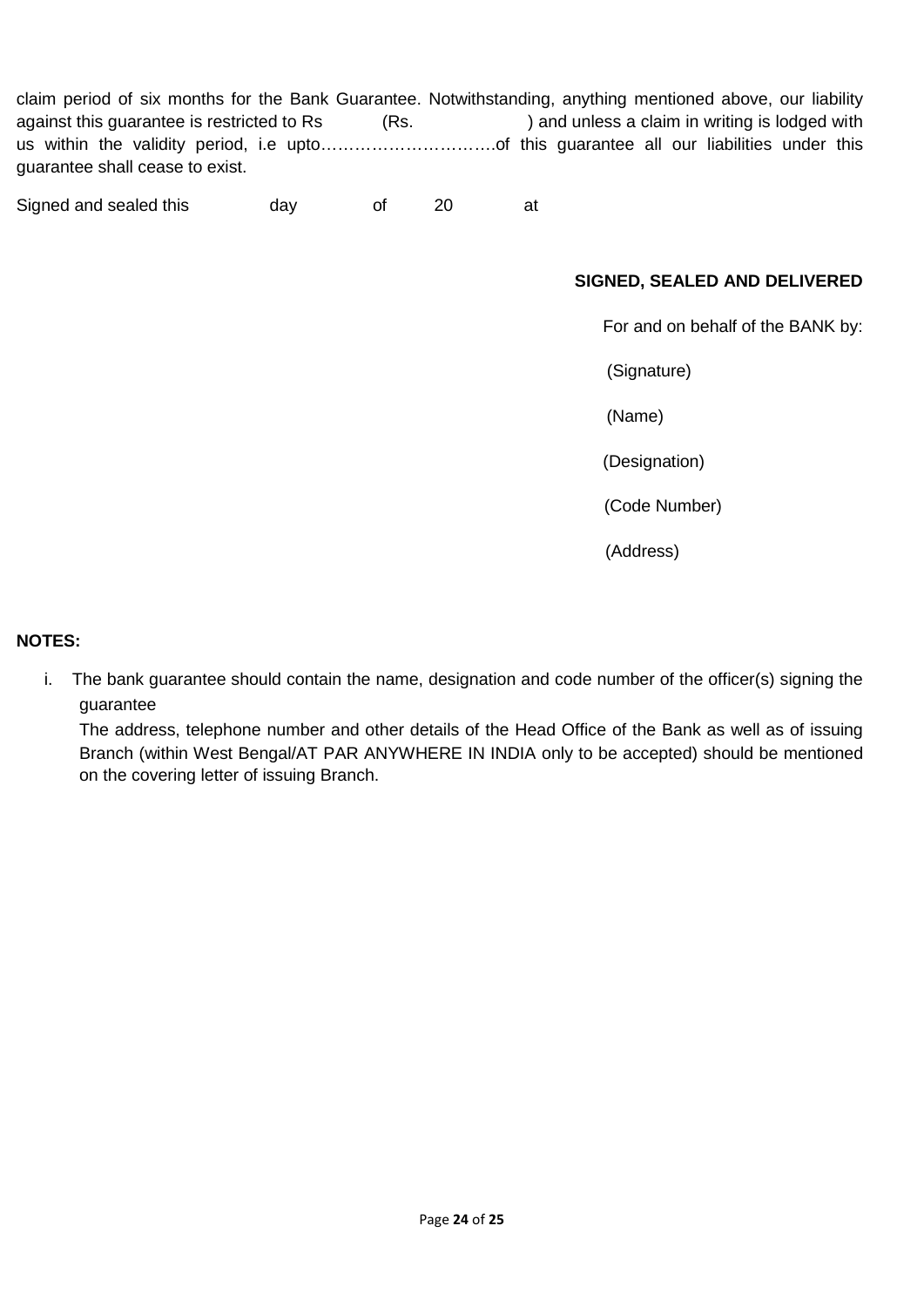claim period of six months for the Bank Guarantee. Notwithstanding, anything mentioned above, our liability against this guarantee is restricted to Rs (Rs. ) and unless a claim in writing is lodged with us within the validity period, i.e upto…………………………..of this guarantee all our liabilities under this guarantee shall cease to exist.

Signed and sealed this day of 20 at

**SIGNED, SEALED AND DELIVERED**

For and on behalf of the BANK by:

(Signature)

(Name)

(Designation)

(Code Number)

(Address)

**NOTES:**

i. The bank guarantee should contain the name, designation and code number of the officer(s) signing the guarantee

The address, telephone number and other details of the Head Office of the Bank as well as of issuing Branch (within West Bengal/AT PAR ANYWHERE IN INDIA only to be accepted) should be mentioned on the covering letter of issuing Branch.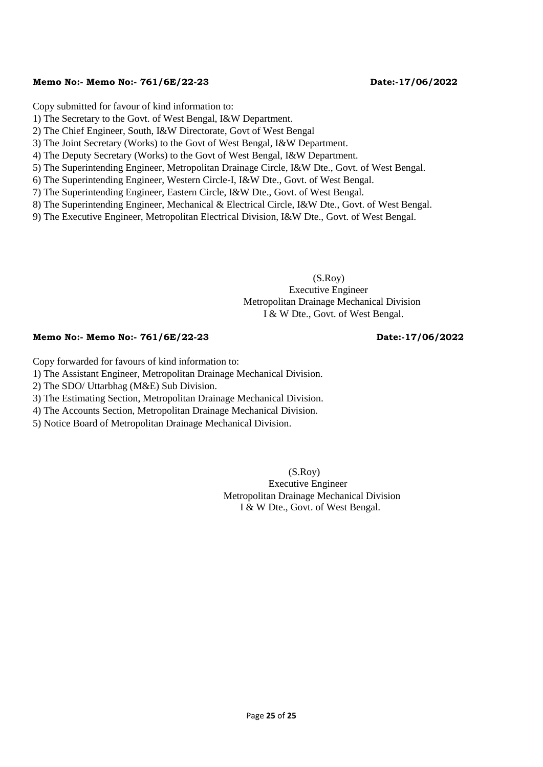**Memo No:- Memo No:- 761/6E/22-23** **Date:-17/06/2022**

Copy submitted for favour of kind information to:

1) The Secretary to the Govt. of West Bengal, I&W Department.
2) The Chief Engineer, South, I&W Directorate, Govt of West Bengal
3) The Joint Secretary (Works) to the Govt of West Bengal, I&W Department.
4) The Deputy Secretary (Works) to the Govt of West Bengal, I&W Department.
5) The Superintending Engineer, Metropolitan Drainage Circle, I&W Dte., Govt. of West Bengal.
6) The Superintending Engineer, Western Circle-I, I&W Dte., Govt. of West Bengal.
7) The Superintending Engineer, Eastern Circle, I&W Dte., Govt. of West Bengal.
8) The Superintending Engineer, Mechanical & Electrical Circle, I&W Dte., Govt. of West Bengal.
9) The Executive Engineer, Metropolitan Electrical Division, I&W Dte., Govt. of West Bengal.

(S.Roy)
Executive Engineer
Metropolitan Drainage Mechanical Division
I & W Dte., Govt. of West Bengal.

**Memo No:- Memo No:- 761/6E/22-23** **Date:-17/06/2022**

Copy forwarded for favours of kind information to:

1) The Assistant Engineer, Metropolitan Drainage Mechanical Division.
2) The SDO/ Uttarbhag (M&E) Sub Division.
3) The Estimating Section, Metropolitan Drainage Mechanical Division.
4) The Accounts Section, Metropolitan Drainage Mechanical Division.
5) Notice Board of Metropolitan Drainage Mechanical Division.

(S.Roy)
Executive Engineer
Metropolitan Drainage Mechanical Division
I & W Dte., Govt. of West Bengal.